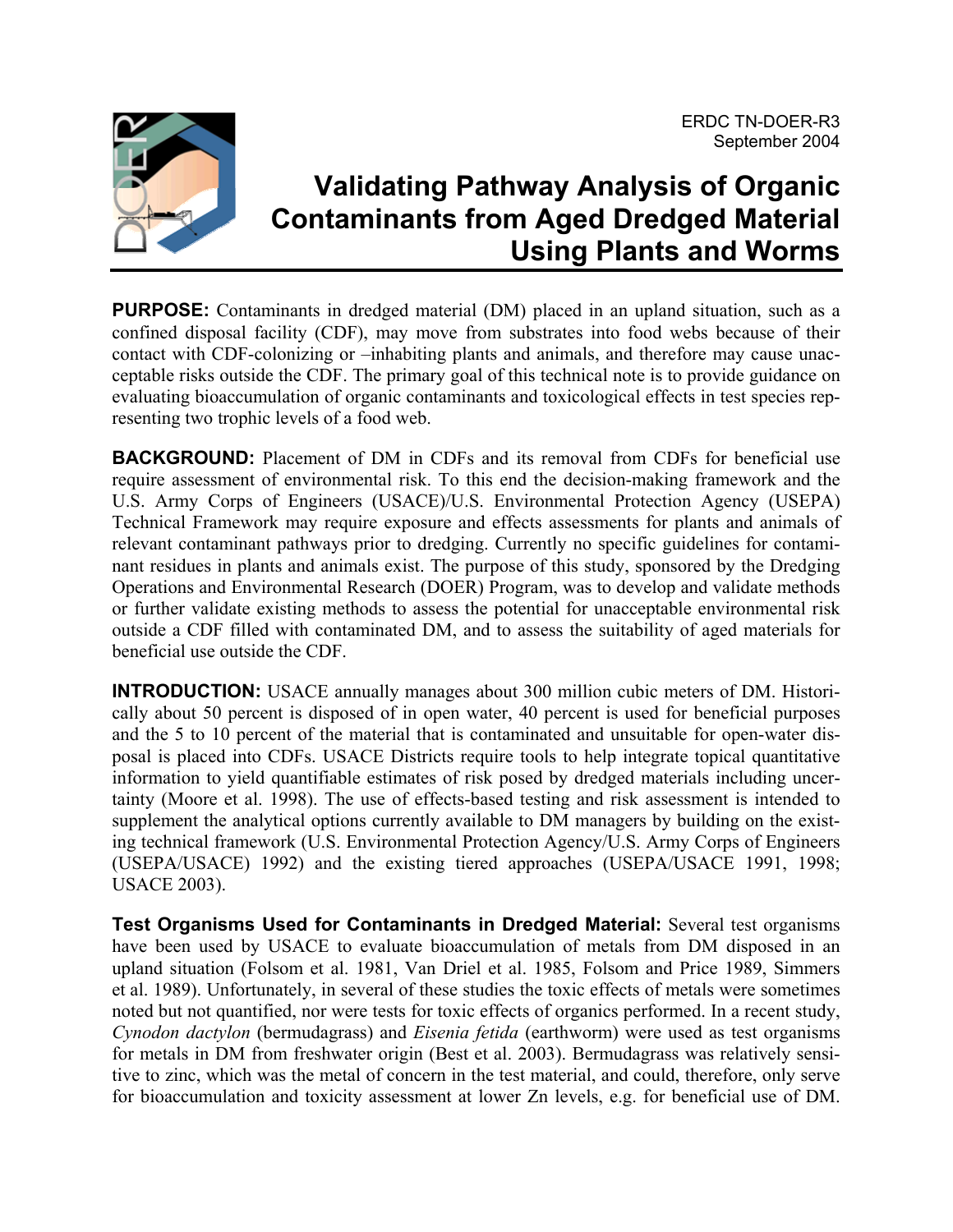ERDC TN-DOER-R3
September 2004

# Validating Pathway Analysis of Organic Contaminants from Aged Dredged Material Using Plants and Worms

**PURPOSE:** Contaminants in dredged material (DM) placed in an upland situation, such as a confined disposal facility (CDF), may move from substrates into food webs because of their contact with CDF-colonizing or –inhabiting plants and animals, and therefore may cause unacceptable risks outside the CDF. The primary goal of this technical note is to provide guidance on evaluating bioaccumulation of organic contaminants and toxicological effects in test species representing two trophic levels of a food web.

**BACKGROUND:** Placement of DM in CDFs and its removal from CDFs for beneficial use require assessment of environmental risk. To this end the decision-making framework and the U.S. Army Corps of Engineers (USACE)/U.S. Environmental Protection Agency (USEPA) Technical Framework may require exposure and effects assessments for plants and animals of relevant contaminant pathways prior to dredging. Currently no specific guidelines for contaminant residues in plants and animals exist. The purpose of this study, sponsored by the Dredging Operations and Environmental Research (DOER) Program, was to develop and validate methods or further validate existing methods to assess the potential for unacceptable environmental risk outside a CDF filled with contaminated DM, and to assess the suitability of aged materials for beneficial use outside the CDF.

**INTRODUCTION:** USACE annually manages about 300 million cubic meters of DM. Historically about 50 percent is disposed of in open water, 40 percent is used for beneficial purposes and the 5 to 10 percent of the material that is contaminated and unsuitable for open-water disposal is placed into CDFs. USACE Districts require tools to help integrate topical quantitative information to yield quantifiable estimates of risk posed by dredged materials including uncertainty (Moore et al. 1998). The use of effects-based testing and risk assessment is intended to supplement the analytical options currently available to DM managers by building on the existing technical framework (U.S. Environmental Protection Agency/U.S. Army Corps of Engineers (USEPA/USACE) 1992) and the existing tiered approaches (USEPA/USACE 1991, 1998; USACE 2003).

**Test Organisms Used for Contaminants in Dredged Material:** Several test organisms have been used by USACE to evaluate bioaccumulation of metals from DM disposed in an upland situation (Folsom et al. 1981, Van Driel et al. 1985, Folsom and Price 1989, Simmers et al. 1989). Unfortunately, in several of these studies the toxic effects of metals were sometimes noted but not quantified, nor were tests for toxic effects of organics performed. In a recent study, *Cynodon dactylon* (bermudagrass) and *Eisenia fetida* (earthworm) were used as test organisms for metals in DM from freshwater origin (Best et al. 2003). Bermudagrass was relatively sensitive to zinc, which was the metal of concern in the test material, and could, therefore, only serve for bioaccumulation and toxicity assessment at lower Zn levels, e.g. for beneficial use of DM.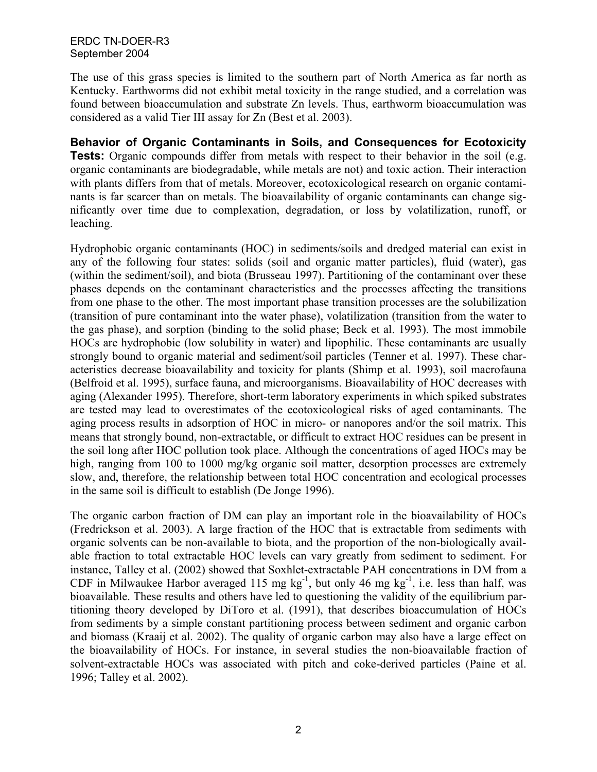The use of this grass species is limited to the southern part of North America as far north as Kentucky. Earthworms did not exhibit metal toxicity in the range studied, and a correlation was found between bioaccumulation and substrate Zn levels. Thus, earthworm bioaccumulation was considered as a valid Tier III assay for Zn (Best et al. 2003).

**Behavior of Organic Contaminants in Soils, and Consequences for Ecotoxicity Tests:** Organic compounds differ from metals with respect to their behavior in the soil (e.g. organic contaminants are biodegradable, while metals are not) and toxic action. Their interaction with plants differs from that of metals. Moreover, ecotoxicological research on organic contaminants is far scarcer than on metals. The bioavailability of organic contaminants can change significantly over time due to complexation, degradation, or loss by volatilization, runoff, or leaching.

Hydrophobic organic contaminants (HOC) in sediments/soils and dredged material can exist in any of the following four states: solids (soil and organic matter particles), fluid (water), gas (within the sediment/soil), and biota (Brusseau 1997). Partitioning of the contaminant over these phases depends on the contaminant characteristics and the processes affecting the transitions from one phase to the other. The most important phase transition processes are the solubilization (transition of pure contaminant into the water phase), volatilization (transition from the water to the gas phase), and sorption (binding to the solid phase; Beck et al. 1993). The most immobile HOCs are hydrophobic (low solubility in water) and lipophilic. These contaminants are usually strongly bound to organic material and sediment/soil particles (Tenner et al. 1997). These characteristics decrease bioavailability and toxicity for plants (Shimp et al. 1993), soil macrofauna (Belfroid et al. 1995), surface fauna, and microorganisms. Bioavailability of HOC decreases with aging (Alexander 1995). Therefore, short-term laboratory experiments in which spiked substrates are tested may lead to overestimates of the ecotoxicological risks of aged contaminants. The aging process results in adsorption of HOC in micro- or nanopores and/or the soil matrix. This means that strongly bound, non-extractable, or difficult to extract HOC residues can be present in the soil long after HOC pollution took place. Although the concentrations of aged HOCs may be high, ranging from 100 to 1000 mg/kg organic soil matter, desorption processes are extremely slow, and, therefore, the relationship between total HOC concentration and ecological processes in the same soil is difficult to establish (De Jonge 1996).

The organic carbon fraction of DM can play an important role in the bioavailability of HOCs (Fredrickson et al. 2003). A large fraction of the HOC that is extractable from sediments with organic solvents can be non-available to biota, and the proportion of the non-biologically available fraction to total extractable HOC levels can vary greatly from sediment to sediment. For instance, Talley et al. (2002) showed that Soxhlet-extractable PAH concentrations in DM from a CDF in Milwaukee Harbor averaged 115 mg $kg^{-1}$, but only 46 mg $kg^{-1}$, i.e. less than half, was bioavailable. These results and others have led to questioning the validity of the equilibrium partitioning theory developed by DiToro et al. (1991), that describes bioaccumulation of HOCs from sediments by a simple constant partitioning process between sediment and organic carbon and biomass (Kraaij et al. 2002). The quality of organic carbon may also have a large effect on the bioavailability of HOCs. For instance, in several studies the non-bioavailable fraction of solvent-extractable HOCs was associated with pitch and coke-derived particles (Paine et al. 1996; Talley et al. 2002).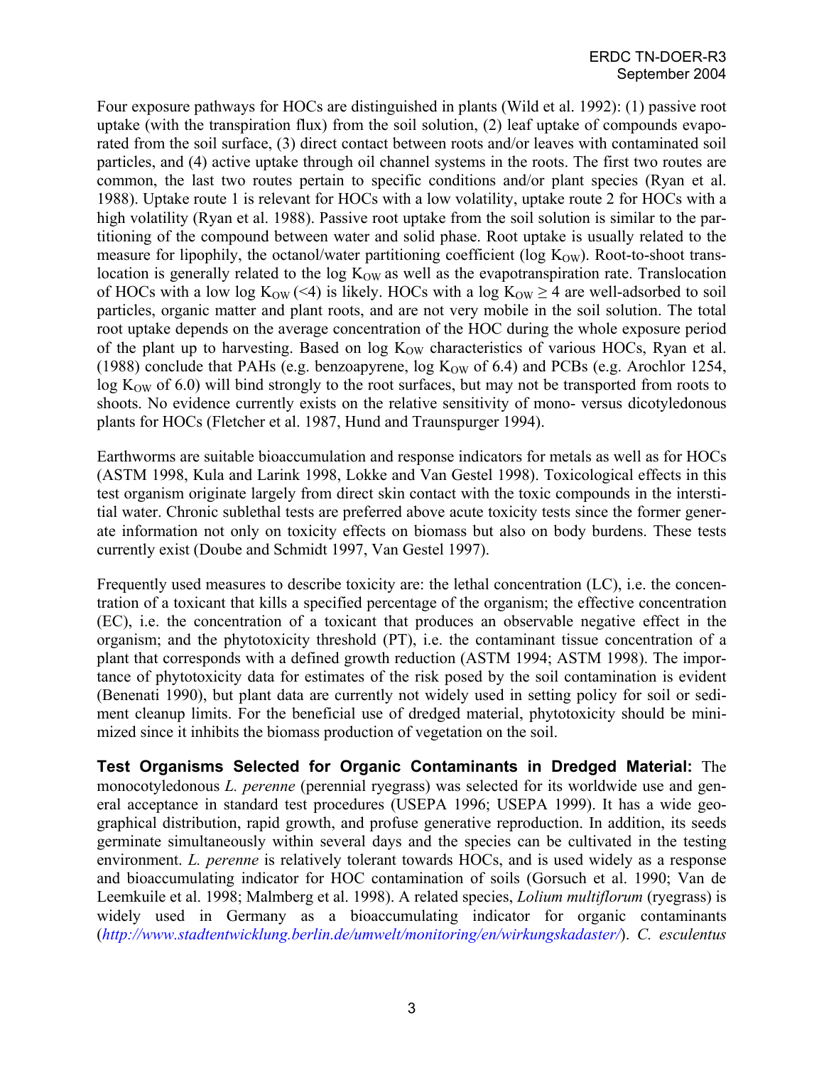Four exposure pathways for HOCs are distinguished in plants (Wild et al. 1992): (1) passive root uptake (with the transpiration flux) from the soil solution, (2) leaf uptake of compounds evaporated from the soil surface, (3) direct contact between roots and/or leaves with contaminated soil particles, and (4) active uptake through oil channel systems in the roots. The first two routes are common, the last two routes pertain to specific conditions and/or plant species (Ryan et al. 1988). Uptake route 1 is relevant for HOCs with a low volatility, uptake route 2 for HOCs with a high volatility (Ryan et al. 1988). Passive root uptake from the soil solution is similar to the partitioning of the compound between water and solid phase. Root uptake is usually related to the measure for lipophily, the octanol/water partitioning coefficient (log $K_{OW}$). Root-to-shoot translocation is generally related to the log $K_{OW}$ as well as the evapotranspiration rate. Translocation of HOCs with a low log $K_{OW}$ (<4) is likely. HOCs with a log $K_{OW} \geq 4$ are well-adsorbed to soil particles, organic matter and plant roots, and are not very mobile in the soil solution. The total root uptake depends on the average concentration of the HOC during the whole exposure period of the plant up to harvesting. Based on log $K_{OW}$ characteristics of various HOCs, Ryan et al. (1988) conclude that PAHs (e.g. benzoapyrene, log $K_{OW}$ of 6.4) and PCBs (e.g. Arochlor 1254, log $K_{OW}$ of 6.0) will bind strongly to the root surfaces, but may not be transported from roots to shoots. No evidence currently exists on the relative sensitivity of mono- versus dicotyledonous plants for HOCs (Fletcher et al. 1987, Hund and Traunspurger 1994).

Earthworms are suitable bioaccumulation and response indicators for metals as well as for HOCs (ASTM 1998, Kula and Larink 1998, Lokke and Van Gestel 1998). Toxicological effects in this test organism originate largely from direct skin contact with the toxic compounds in the interstitial water. Chronic sublethal tests are preferred above acute toxicity tests since the former generate information not only on toxicity effects on biomass but also on body burdens. These tests currently exist (Doube and Schmidt 1997, Van Gestel 1997).

Frequently used measures to describe toxicity are: the lethal concentration (LC), i.e. the concentration of a toxicant that kills a specified percentage of the organism; the effective concentration (EC), i.e. the concentration of a toxicant that produces an observable negative effect in the organism; and the phytotoxicity threshold (PT), i.e. the contaminant tissue concentration of a plant that corresponds with a defined growth reduction (ASTM 1994; ASTM 1998). The importance of phytotoxicity data for estimates of the risk posed by the soil contamination is evident (Benenati 1990), but plant data are currently not widely used in setting policy for soil or sediment cleanup limits. For the beneficial use of dredged material, phytotoxicity should be minimized since it inhibits the biomass production of vegetation on the soil.

**Test Organisms Selected for Organic Contaminants in Dredged Material:** The monocotyledonous *L. perenne* (perennial ryegrass) was selected for its worldwide use and general acceptance in standard test procedures (USEPA 1996; USEPA 1999). It has a wide geographical distribution, rapid growth, and profuse generative reproduction. In addition, its seeds germinate simultaneously within several days and the species can be cultivated in the testing environment. *L. perenne* is relatively tolerant towards HOCs, and is used widely as a response and bioaccumulating indicator for HOC contamination of soils (Gorsuch et al. 1990; Van de Leemkuile et al. 1998; Malmberg et al. 1998). A related species, *Lolium multiflorum* (ryegrass) is widely used in Germany as a bioaccumulating indicator for organic contaminants (*http://www.stadtentwicklung.berlin.de/umwelt/monitoring/en/wirkungskadaster/*). *C. esculentus*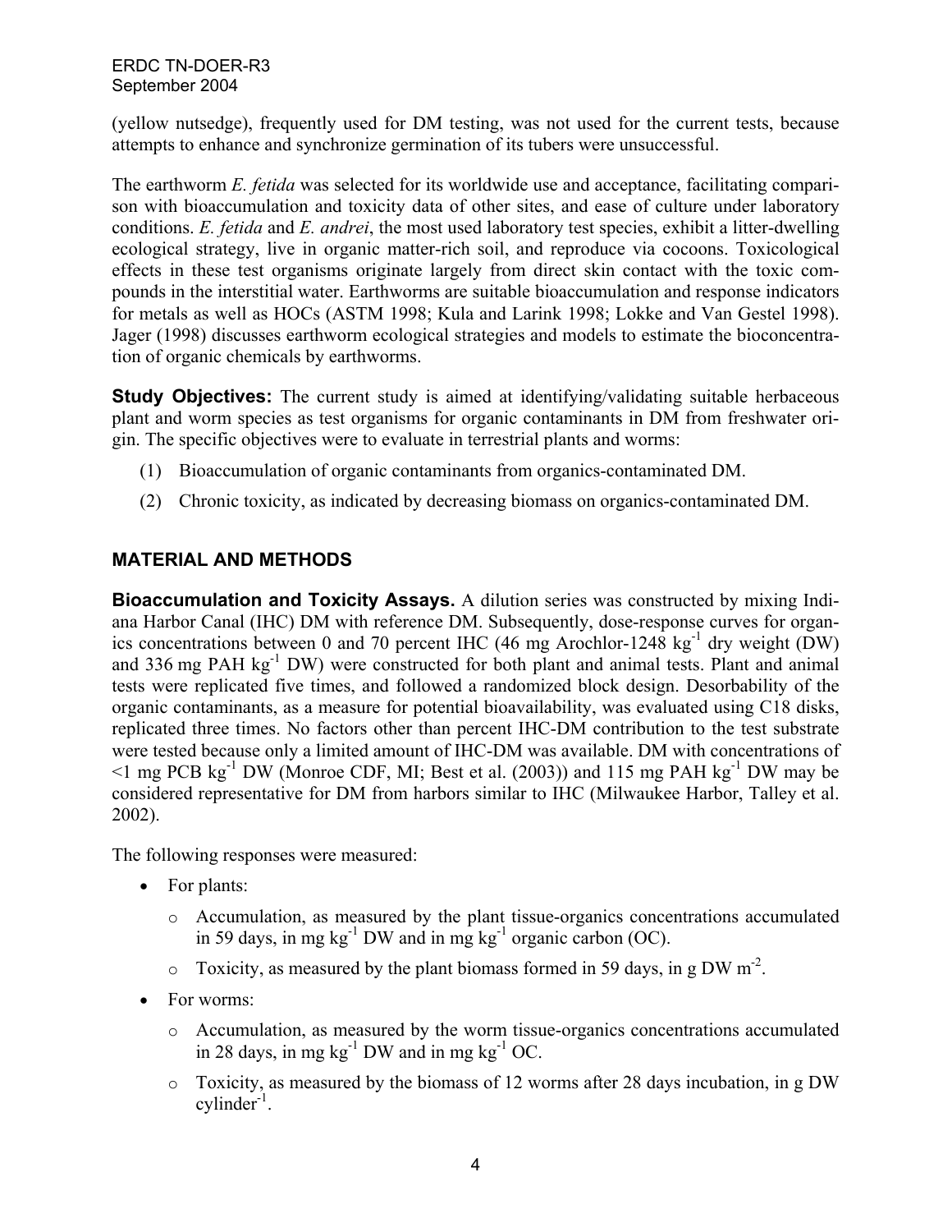(yellow nutsedge), frequently used for DM testing, was not used for the current tests, because attempts to enhance and synchronize germination of its tubers were unsuccessful.

The earthworm *E. fetida* was selected for its worldwide use and acceptance, facilitating comparison with bioaccumulation and toxicity data of other sites, and ease of culture under laboratory conditions. *E. fetida* and *E. andrei*, the most used laboratory test species, exhibit a litter-dwelling ecological strategy, live in organic matter-rich soil, and reproduce via cocoons. Toxicological effects in these test organisms originate largely from direct skin contact with the toxic compounds in the interstitial water. Earthworms are suitable bioaccumulation and response indicators for metals as well as HOCs (ASTM 1998; Kula and Larink 1998; Lokke and Van Gestel 1998). Jager (1998) discusses earthworm ecological strategies and models to estimate the bioconcentration of organic chemicals by earthworms.

**Study Objectives:** The current study is aimed at identifying/validating suitable herbaceous plant and worm species as test organisms for organic contaminants in DM from freshwater origin. The specific objectives were to evaluate in terrestrial plants and worms:

(1) Bioaccumulation of organic contaminants from organics-contaminated DM.

(2) Chronic toxicity, as indicated by decreasing biomass on organics-contaminated DM.

## MATERIAL AND METHODS

**Bioaccumulation and Toxicity Assays.** A dilution series was constructed by mixing Indiana Harbor Canal (IHC) DM with reference DM. Subsequently, dose-response curves for organics concentrations between 0 and 70 percent IHC (46 mg Arochlor-1248 $kg^{-1}$ dry weight (DW) and 336 mg PAH $kg^{-1}$ DW) were constructed for both plant and animal tests. Plant and animal tests were replicated five times, and followed a randomized block design. Desorbability of the organic contaminants, as a measure for potential bioavailability, was evaluated using C18 disks, replicated three times. No factors other than percent IHC-DM contribution to the test substrate were tested because only a limited amount of IHC-DM was available. DM with concentrations of <1 mg PCB $kg^{-1}$ DW (Monroe CDF, MI; Best et al. (2003)) and 115 mg PAH $kg^{-1}$ DW may be considered representative for DM from harbors similar to IHC (Milwaukee Harbor, Talley et al. 2002).

The following responses were measured:

- For plants:
  - Accumulation, as measured by the plant tissue-organics concentrations accumulated in 59 days, in mg $kg^{-1}$ DW and in mg $kg^{-1}$ organic carbon (OC).
  - Toxicity, as measured by the plant biomass formed in 59 days, in g DW $m^{-2}$.
- For worms:
  - Accumulation, as measured by the worm tissue-organics concentrations accumulated in 28 days, in mg $kg^{-1}$ DW and in mg $kg^{-1}$ OC.
  - Toxicity, as measured by the biomass of 12 worms after 28 days incubation, in g DW $cylinder^{-1}$.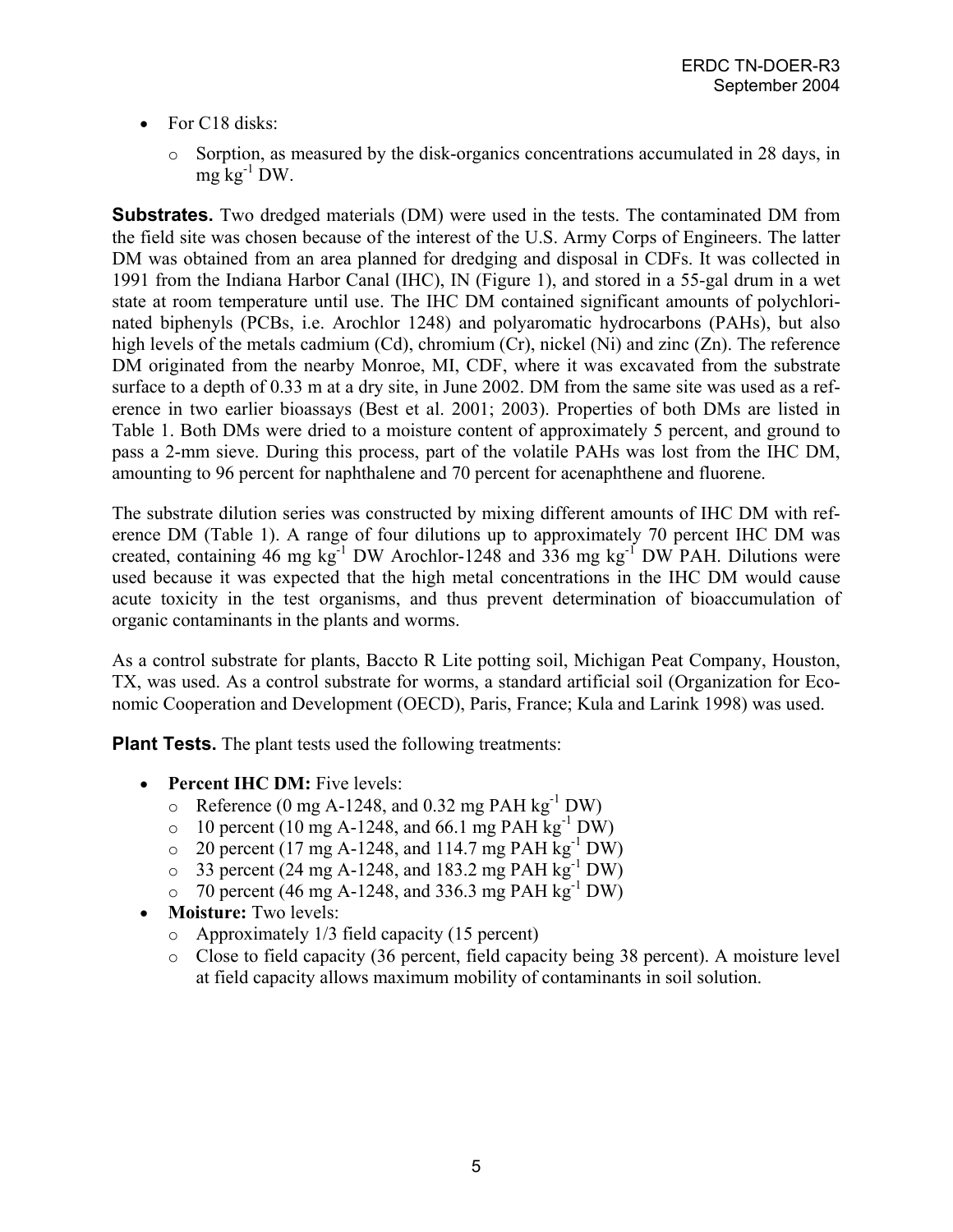- For C18 disks:
  - Sorption, as measured by the disk-organics concentrations accumulated in 28 days, in mg $kg^{-1}$ DW.

**Substrates.** Two dredged materials (DM) were used in the tests. The contaminated DM from the field site was chosen because of the interest of the U.S. Army Corps of Engineers. The latter DM was obtained from an area planned for dredging and disposal in CDFs. It was collected in 1991 from the Indiana Harbor Canal (IHC), IN (Figure 1), and stored in a 55-gal drum in a wet state at room temperature until use. The IHC DM contained significant amounts of polychlorinated biphenyls (PCBs, i.e. Arochlor 1248) and polyaromatic hydrocarbons (PAHs), but also high levels of the metals cadmium (Cd), chromium (Cr), nickel (Ni) and zinc (Zn). The reference DM originated from the nearby Monroe, MI, CDF, where it was excavated from the substrate surface to a depth of 0.33 m at a dry site, in June 2002. DM from the same site was used as a reference in two earlier bioassays (Best et al. 2001; 2003). Properties of both DMs are listed in Table 1. Both DMs were dried to a moisture content of approximately 5 percent, and ground to pass a 2-mm sieve. During this process, part of the volatile PAHs was lost from the IHC DM, amounting to 96 percent for naphthalene and 70 percent for acenaphthene and fluorene.

The substrate dilution series was constructed by mixing different amounts of IHC DM with reference DM (Table 1). A range of four dilutions up to approximately 70 percent IHC DM was created, containing 46 mg $kg^{-1}$ DW Arochlor-1248 and 336 mg $kg^{-1}$ DW PAH. Dilutions were used because it was expected that the high metal concentrations in the IHC DM would cause acute toxicity in the test organisms, and thus prevent determination of bioaccumulation of organic contaminants in the plants and worms.

As a control substrate for plants, Baccto R Lite potting soil, Michigan Peat Company, Houston, TX, was used. As a control substrate for worms, a standard artificial soil (Organization for Economic Cooperation and Development (OECD), Paris, France; Kula and Larink 1998) was used.

**Plant Tests.** The plant tests used the following treatments:

- **Percent IHC DM:** Five levels:
  - Reference (0 mg A-1248, and 0.32 mg PAH $kg^{-1}$ DW)
  - 10 percent (10 mg A-1248, and 66.1 mg PAH $kg^{-1}$ DW)
  - 20 percent (17 mg A-1248, and 114.7 mg PAH $kg^{-1}$ DW)
  - 33 percent (24 mg A-1248, and 183.2 mg PAH $kg^{-1}$ DW)
  - 70 percent (46 mg A-1248, and 336.3 mg PAH $kg^{-1}$ DW)
- **Moisture:** Two levels:
  - Approximately 1/3 field capacity (15 percent)
  - Close to field capacity (36 percent, field capacity being 38 percent). A moisture level at field capacity allows maximum mobility of contaminants in soil solution.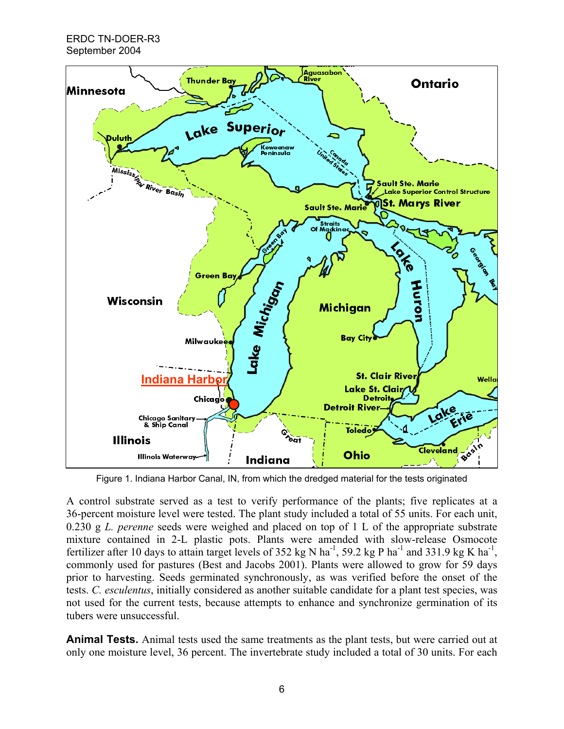Figure 1. Indiana Harbor Canal, IN, from which the dredged material for the tests originated

A control substrate served as a test to verify performance of the plants; five replicates at a 36-percent moisture level were tested. The plant study included a total of 55 units. For each unit, 0.230 g *L. perenne* seeds were weighed and placed on top of 1 L of the appropriate substrate mixture contained in 2-L plastic pots. Plants were amended with slow-release Osmocote fertilizer after 10 days to attain target levels of 352 kg N $ha^{-1}$, 59.2 kg P $ha^{-1}$ and 331.9 kg K $ha^{-1}$, commonly used for pastures (Best and Jacobs 2001). Plants were allowed to grow for 59 days prior to harvesting. Seeds germinated synchronously, as was verified before the onset of the tests. *C. esculentus*, initially considered as another suitable candidate for a plant test species, was not used for the current tests, because attempts to enhance and synchronize germination of its tubers were unsuccessful.

**Animal Tests.** Animal tests used the same treatments as the plant tests, but were carried out at only one moisture level, 36 percent. The invertebrate study included a total of 30 units. For each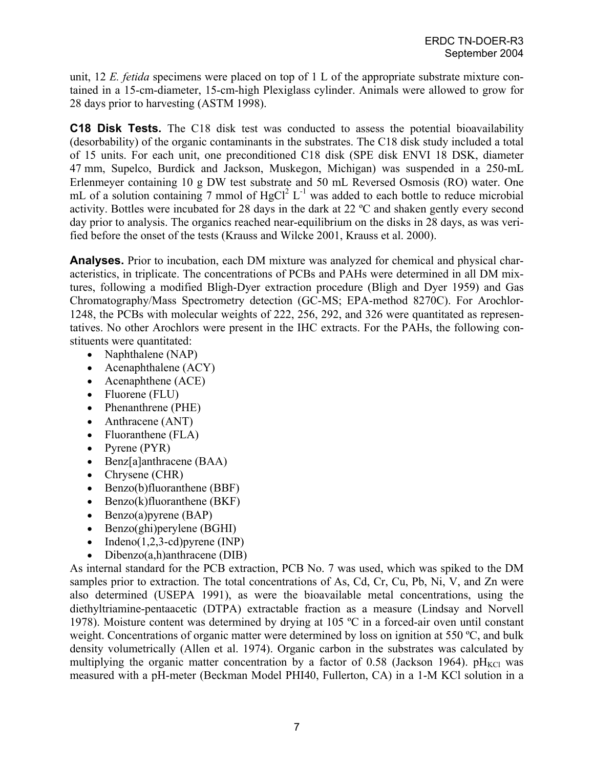unit, 12 *E. fetida* specimens were placed on top of 1 L of the appropriate substrate mixture contained in a 15-cm-diameter, 15-cm-high Plexiglass cylinder. Animals were allowed to grow for 28 days prior to harvesting (ASTM 1998).

**C18 Disk Tests.** The C18 disk test was conducted to assess the potential bioavailability (desorbability) of the organic contaminants in the substrates. The C18 disk study included a total of 15 units. For each unit, one preconditioned C18 disk (SPE disk ENVI 18 DSK, diameter 47 mm, Supelco, Burdick and Jackson, Muskegon, Michigan) was suspended in a 250-mL Erlenmeyer containing 10 g DW test substrate and 50 mL Reversed Osmosis (RO) water. One mL of a solution containing 7 mmol of $HgCl^2$ $L^{-1}$ was added to each bottle to reduce microbial activity. Bottles were incubated for 28 days in the dark at 22 ºC and shaken gently every second day prior to analysis. The organics reached near-equilibrium on the disks in 28 days, as was verified before the onset of the tests (Krauss and Wilcke 2001, Krauss et al. 2000).

**Analyses.** Prior to incubation, each DM mixture was analyzed for chemical and physical characteristics, in triplicate. The concentrations of PCBs and PAHs were determined in all DM mixtures, following a modified Bligh-Dyer extraction procedure (Bligh and Dyer 1959) and Gas Chromatography/Mass Spectrometry detection (GC-MS; EPA-method 8270C). For Arochlor-1248, the PCBs with molecular weights of 222, 256, 292, and 326 were quantitated as representatives. No other Arochlors were present in the IHC extracts. For the PAHs, the following constituents were quantitated:

- Naphthalene (NAP)
- Acenaphthalene (ACY)
- Acenaphthene (ACE)
- Fluorene (FLU)
- Phenanthrene (PHE)
- Anthracene (ANT)
- Fluoranthene (FLA)
- Pyrene (PYR)
- Benz[a]anthracene (BAA)
- Chrysene (CHR)
- Benzo(b)fluoranthene (BBF)
- Benzo(k)fluoranthene (BKF)
- Benzo(a)pyrene (BAP)
- Benzo(ghi)perylene (BGHI)
- Indeno(1,2,3-cd)pyrene (INP)
- Dibenzo(a,h)anthracene (DIB)

As internal standard for the PCB extraction, PCB No. 7 was used, which was spiked to the DM samples prior to extraction. The total concentrations of As, Cd, Cr, Cu, Pb, Ni, V, and Zn were also determined (USEPA 1991), as were the bioavailable metal concentrations, using the diethyltriamine-pentaacetic (DTPA) extractable fraction as a measure (Lindsay and Norvell 1978). Moisture content was determined by drying at 105 ºC in a forced-air oven until constant weight. Concentrations of organic matter were determined by loss on ignition at 550 ºC, and bulk density volumetrically (Allen et al. 1974). Organic carbon in the substrates was calculated by multiplying the organic matter concentration by a factor of 0.58 (Jackson 1964). $pH_{KCl}$ was measured with a pH-meter (Beckman Model PHI40, Fullerton, CA) in a 1-M KCl solution in a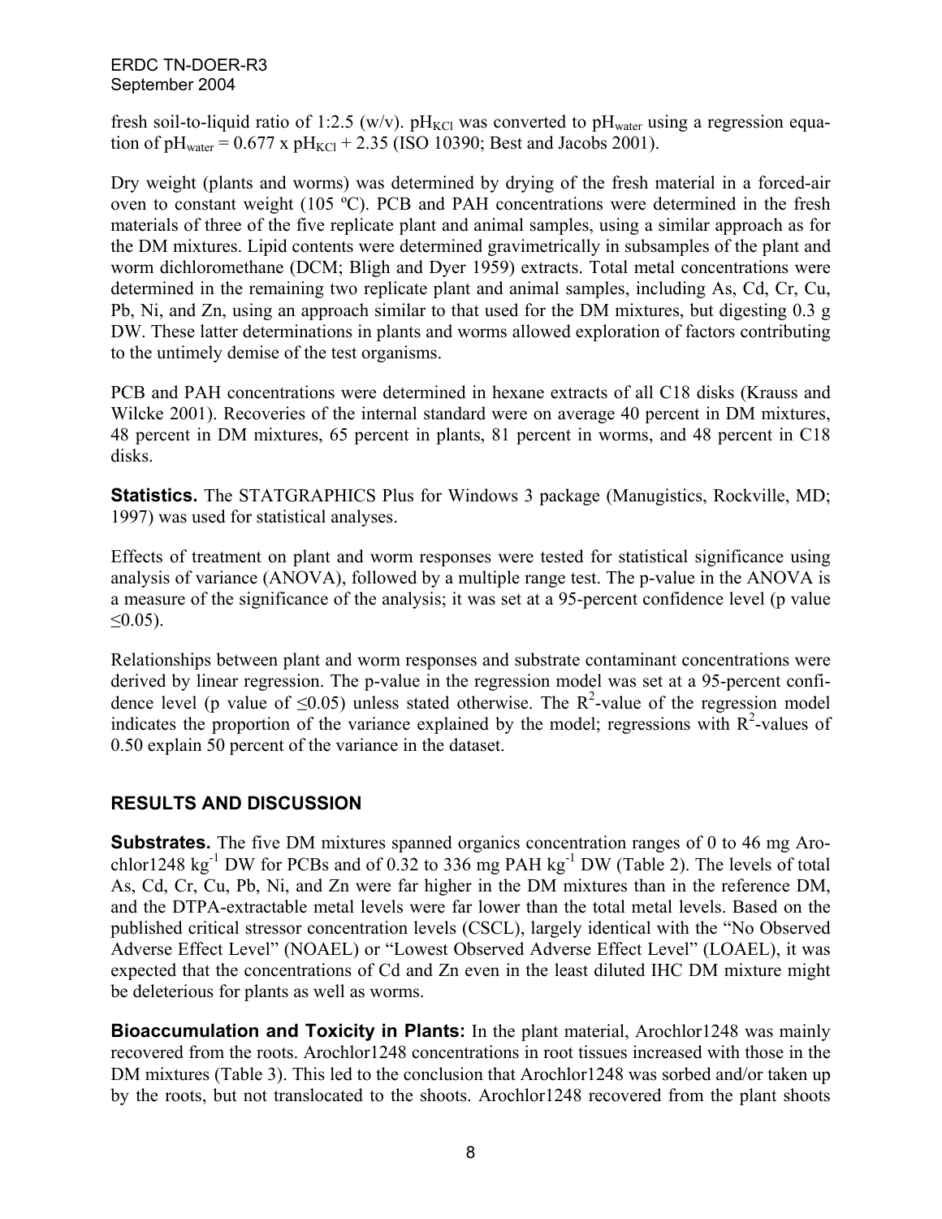fresh soil-to-liquid ratio of 1:2.5 (w/v). $pH_{KCl}$ was converted to $pH_{water}$ using a regression equation of $pH_{water} = 0.677 \times pH_{KCl} + 2.35$ (ISO 10390; Best and Jacobs 2001).

Dry weight (plants and worms) was determined by drying of the fresh material in a forced-air oven to constant weight (105 ºC). PCB and PAH concentrations were determined in the fresh materials of three of the five replicate plant and animal samples, using a similar approach as for the DM mixtures. Lipid contents were determined gravimetrically in subsamples of the plant and worm dichloromethane (DCM; Bligh and Dyer 1959) extracts. Total metal concentrations were determined in the remaining two replicate plant and animal samples, including As, Cd, Cr, Cu, Pb, Ni, and Zn, using an approach similar to that used for the DM mixtures, but digesting 0.3 g DW. These latter determinations in plants and worms allowed exploration of factors contributing to the untimely demise of the test organisms.

PCB and PAH concentrations were determined in hexane extracts of all C18 disks (Krauss and Wilcke 2001). Recoveries of the internal standard were on average 40 percent in DM mixtures, 48 percent in DM mixtures, 65 percent in plants, 81 percent in worms, and 48 percent in C18 disks.

**Statistics.** The STATGRAPHICS Plus for Windows 3 package (Manugistics, Rockville, MD; 1997) was used for statistical analyses.

Effects of treatment on plant and worm responses were tested for statistical significance using analysis of variance (ANOVA), followed by a multiple range test. The p-value in the ANOVA is a measure of the significance of the analysis; it was set at a 95-percent confidence level ($p$ value $\leq 0.05$).

Relationships between plant and worm responses and substrate contaminant concentrations were derived by linear regression. The p-value in the regression model was set at a 95-percent confidence level ($p$ value of $\leq 0.05$) unless stated otherwise. The $R^2$-value of the regression model indicates the proportion of the variance explained by the model; regressions with $R^2$-values of 0.50 explain 50 percent of the variance in the dataset.

## RESULTS AND DISCUSSION

**Substrates.** The five DM mixtures spanned organics concentration ranges of 0 to 46 mg Arochlor1248 $kg^{-1}$ DW for PCBs and of 0.32 to 336 mg PAH $kg^{-1}$ DW (Table 2). The levels of total As, Cd, Cr, Cu, Pb, Ni, and Zn were far higher in the DM mixtures than in the reference DM, and the DTPA-extractable metal levels were far lower than the total metal levels. Based on the published critical stressor concentration levels (CSCL), largely identical with the "No Observed Adverse Effect Level" (NOAEL) or "Lowest Observed Adverse Effect Level" (LOAEL), it was expected that the concentrations of Cd and Zn even in the least diluted IHC DM mixture might be deleterious for plants as well as worms.

**Bioaccumulation and Toxicity in Plants:** In the plant material, Arochlor1248 was mainly recovered from the roots. Arochlor1248 concentrations in root tissues increased with those in the DM mixtures (Table 3). This led to the conclusion that Arochlor1248 was sorbed and/or taken up by the roots, but not translocated to the shoots. Arochlor1248 recovered from the plant shoots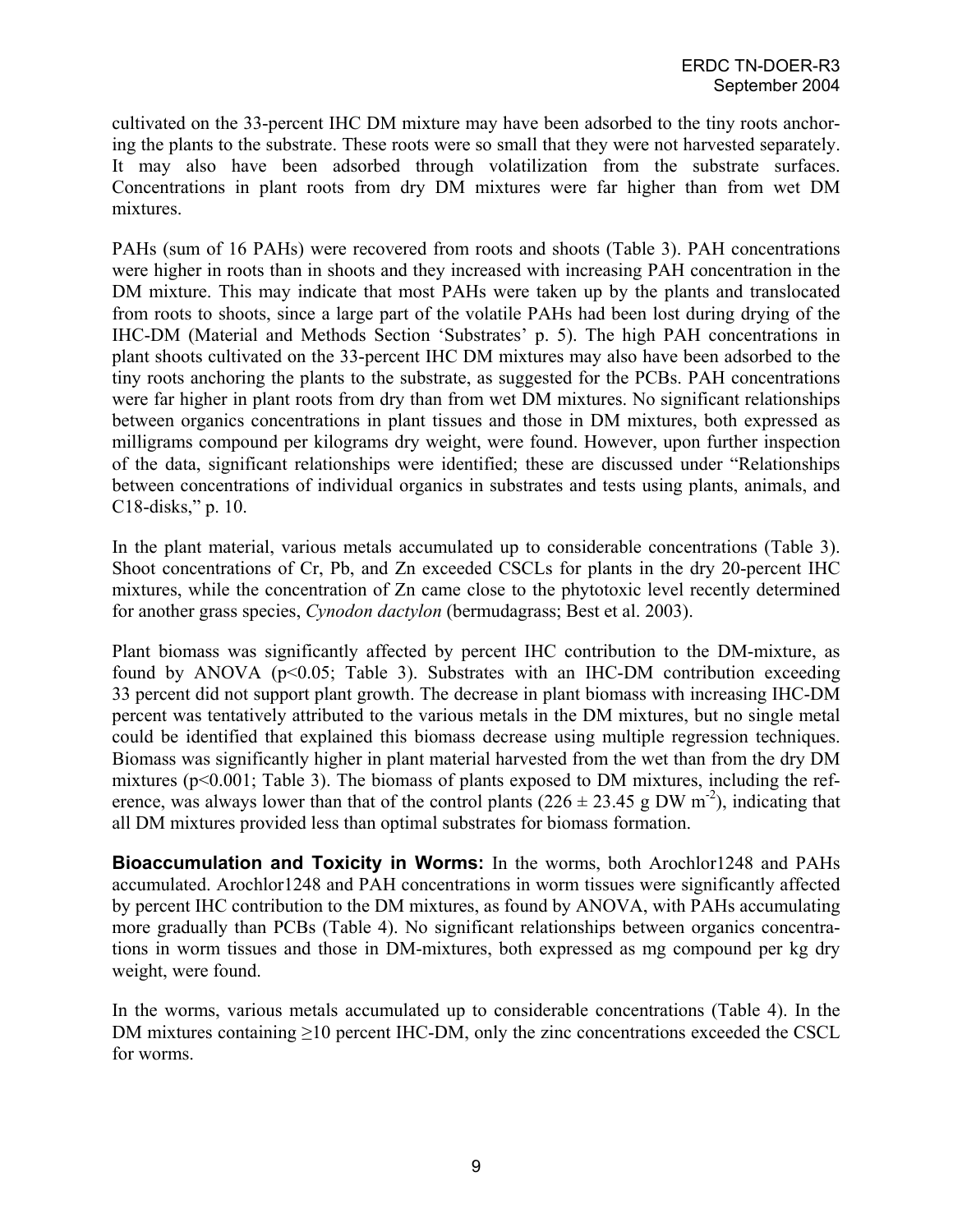cultivated on the 33-percent IHC DM mixture may have been adsorbed to the tiny roots anchoring the plants to the substrate. These roots were so small that they were not harvested separately. It may also have been adsorbed through volatilization from the substrate surfaces. Concentrations in plant roots from dry DM mixtures were far higher than from wet DM mixtures.

PAHs (sum of 16 PAHs) were recovered from roots and shoots (Table 3). PAH concentrations were higher in roots than in shoots and they increased with increasing PAH concentration in the DM mixture. This may indicate that most PAHs were taken up by the plants and translocated from roots to shoots, since a large part of the volatile PAHs had been lost during drying of the IHC-DM (Material and Methods Section 'Substrates' p. 5). The high PAH concentrations in plant shoots cultivated on the 33-percent IHC DM mixtures may also have been adsorbed to the tiny roots anchoring the plants to the substrate, as suggested for the PCBs. PAH concentrations were far higher in plant roots from dry than from wet DM mixtures. No significant relationships between organics concentrations in plant tissues and those in DM mixtures, both expressed as milligrams compound per kilograms dry weight, were found. However, upon further inspection of the data, significant relationships were identified; these are discussed under "Relationships between concentrations of individual organics in substrates and tests using plants, animals, and C18-disks," p. 10.

In the plant material, various metals accumulated up to considerable concentrations (Table 3). Shoot concentrations of Cr, Pb, and Zn exceeded CSCLs for plants in the dry 20-percent IHC mixtures, while the concentration of Zn came close to the phytotoxic level recently determined for another grass species, *Cynodon dactylon* (bermudagrass; Best et al. 2003).

Plant biomass was significantly affected by percent IHC contribution to the DM-mixture, as found by ANOVA ($p<0.05$; Table 3). Substrates with an IHC-DM contribution exceeding 33 percent did not support plant growth. The decrease in plant biomass with increasing IHC-DM percent was tentatively attributed to the various metals in the DM mixtures, but no single metal could be identified that explained this biomass decrease using multiple regression techniques. Biomass was significantly higher in plant material harvested from the wet than from the dry DM mixtures ($p<0.001$; Table 3). The biomass of plants exposed to DM mixtures, including the reference, was always lower than that of the control plants ($226 \pm 23.45$ g DW $m^{-2}$), indicating that all DM mixtures provided less than optimal substrates for biomass formation.

**Bioaccumulation and Toxicity in Worms:** In the worms, both Arochlor1248 and PAHs accumulated. Arochlor1248 and PAH concentrations in worm tissues were significantly affected by percent IHC contribution to the DM mixtures, as found by ANOVA, with PAHs accumulating more gradually than PCBs (Table 4). No significant relationships between organics concentrations in worm tissues and those in DM-mixtures, both expressed as mg compound per kg dry weight, were found.

In the worms, various metals accumulated up to considerable concentrations (Table 4). In the DM mixtures containing $\geq$10 percent IHC-DM, only the zinc concentrations exceeded the CSCL for worms.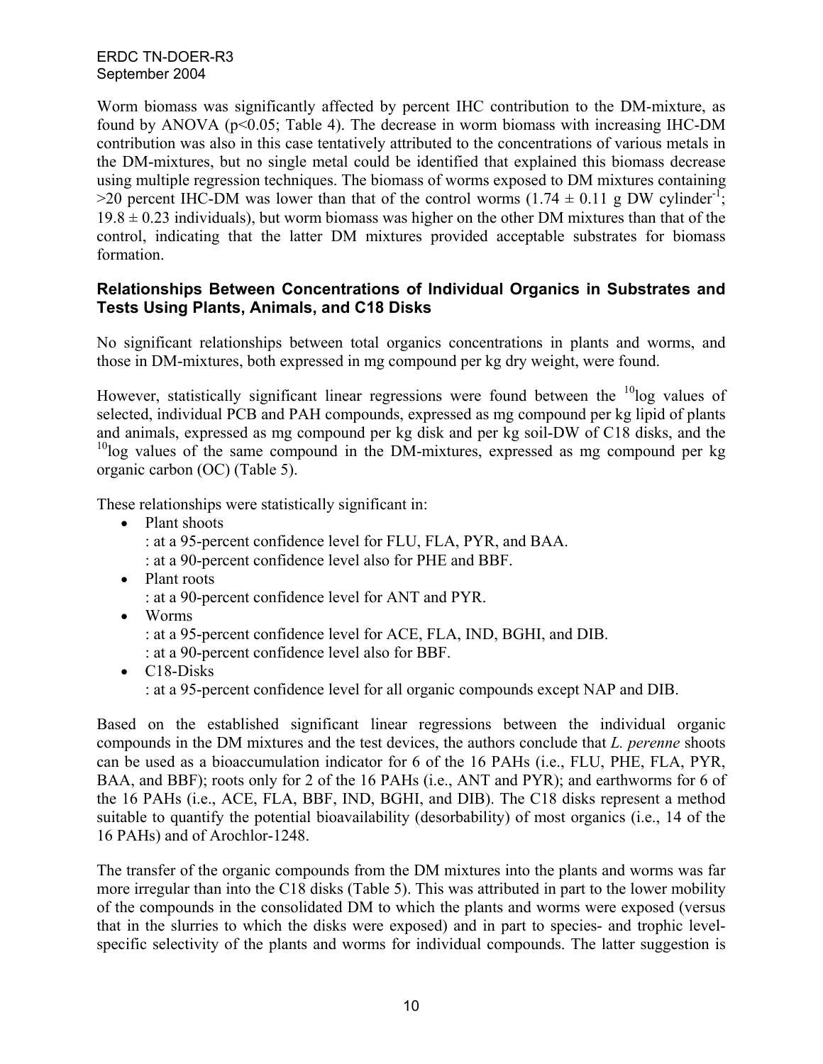Worm biomass was significantly affected by percent IHC contribution to the DM-mixture, as found by ANOVA ($p<0.05$; Table 4). The decrease in worm biomass with increasing IHC-DM contribution was also in this case tentatively attributed to the concentrations of various metals in the DM-mixtures, but no single metal could be identified that explained this biomass decrease using multiple regression techniques. The biomass of worms exposed to DM mixtures containing >20 percent IHC-DM was lower than that of the control worms ($1.74 \pm 0.11$ g DW cylinder$^{-1}$; $19.8 \pm 0.23$ individuals), but worm biomass was higher on the other DM mixtures than that of the control, indicating that the latter DM mixtures provided acceptable substrates for biomass formation.

### Relationships Between Concentrations of Individual Organics in Substrates and Tests Using Plants, Animals, and C18 Disks

No significant relationships between total organics concentrations in plants and worms, and those in DM-mixtures, both expressed in mg compound per kg dry weight, were found.

However, statistically significant linear regressions were found between the $^{10}$log values of selected, individual PCB and PAH compounds, expressed as mg compound per kg lipid of plants and animals, expressed as mg compound per kg disk and per kg soil-DW of C18 disks, and the $^{10}$log values of the same compound in the DM-mixtures, expressed as mg compound per kg organic carbon (OC) (Table 5).

These relationships were statistically significant in:

- Plant shoots
  : at a 95-percent confidence level for FLU, FLA, PYR, and BAA.
  : at a 90-percent confidence level also for PHE and BBF.
- Plant roots
  : at a 90-percent confidence level for ANT and PYR.
- Worms
  : at a 95-percent confidence level for ACE, FLA, IND, BGHI, and DIB.
  : at a 90-percent confidence level also for BBF.
- C18-Disks
  : at a 95-percent confidence level for all organic compounds except NAP and DIB.

Based on the established significant linear regressions between the individual organic compounds in the DM mixtures and the test devices, the authors conclude that *L. perenne* shoots can be used as a bioaccumulation indicator for 6 of the 16 PAHs (i.e., FLU, PHE, FLA, PYR, BAA, and BBF); roots only for 2 of the 16 PAHs (i.e., ANT and PYR); and earthworms for 6 of the 16 PAHs (i.e., ACE, FLA, BBF, IND, BGHI, and DIB). The C18 disks represent a method suitable to quantify the potential bioavailability (desorbability) of most organics (i.e., 14 of the 16 PAHs) and of Arochlor-1248.

The transfer of the organic compounds from the DM mixtures into the plants and worms was far more irregular than into the C18 disks (Table 5). This was attributed in part to the lower mobility of the compounds in the consolidated DM to which the plants and worms were exposed (versus that in the slurries to which the disks were exposed) and in part to species- and trophic level-specific selectivity of the plants and worms for individual compounds. The latter suggestion is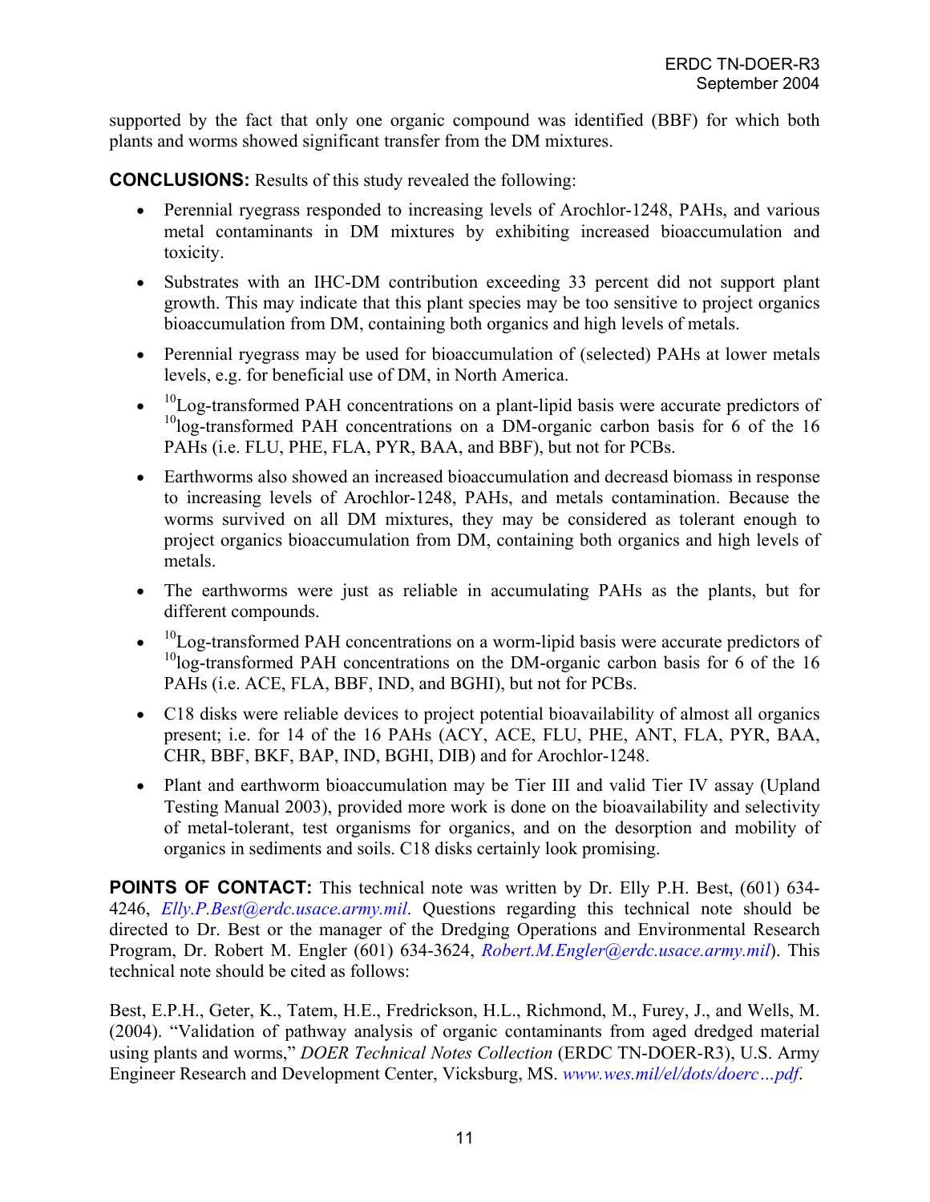supported by the fact that only one organic compound was identified (BBF) for which both plants and worms showed significant transfer from the DM mixtures.

**CONCLUSIONS:** Results of this study revealed the following:

- Perennial ryegrass responded to increasing levels of Arochlor-1248, PAHs, and various metal contaminants in DM mixtures by exhibiting increased bioaccumulation and toxicity.
- Substrates with an IHC-DM contribution exceeding 33 percent did not support plant growth. This may indicate that this plant species may be too sensitive to project organics bioaccumulation from DM, containing both organics and high levels of metals.
- Perennial ryegrass may be used for bioaccumulation of (selected) PAHs at lower metals levels, e.g. for beneficial use of DM, in North America.
- $^{10}$Log-transformed PAH concentrations on a plant-lipid basis were accurate predictors of $^{10}$log-transformed PAH concentrations on a DM-organic carbon basis for 6 of the 16 PAHs (i.e. FLU, PHE, FLA, PYR, BAA, and BBF), but not for PCBs.
- Earthworms also showed an increased bioaccumulation and decreasd biomass in response to increasing levels of Arochlor-1248, PAHs, and metals contamination. Because the worms survived on all DM mixtures, they may be considered as tolerant enough to project organics bioaccumulation from DM, containing both organics and high levels of metals.
- The earthworms were just as reliable in accumulating PAHs as the plants, but for different compounds.
- $^{10}$Log-transformed PAH concentrations on a worm-lipid basis were accurate predictors of $^{10}$log-transformed PAH concentrations on the DM-organic carbon basis for 6 of the 16 PAHs (i.e. ACE, FLA, BBF, IND, and BGHI), but not for PCBs.
- C18 disks were reliable devices to project potential bioavailability of almost all organics present; i.e. for 14 of the 16 PAHs (ACY, ACE, FLU, PHE, ANT, FLA, PYR, BAA, CHR, BBF, BKF, BAP, IND, BGHI, DIB) and for Arochlor-1248.
- Plant and earthworm bioaccumulation may be Tier III and valid Tier IV assay (Upland Testing Manual 2003), provided more work is done on the bioavailability and selectivity of metal-tolerant, test organisms for organics, and on the desorption and mobility of organics in sediments and soils. C18 disks certainly look promising.

**POINTS OF CONTACT:** This technical note was written by Dr. Elly P.H. Best, (601) 634-4246, *Elly.P.Best@erdc.usace.army.mil*. Questions regarding this technical note should be directed to Dr. Best or the manager of the Dredging Operations and Environmental Research Program, Dr. Robert M. Engler (601) 634-3624, *Robert.M.Engler@erdc.usace.army.mil*). This technical note should be cited as follows:

Best, E.P.H., Geter, K., Tatem, H.E., Fredrickson, H.L., Richmond, M., Furey, J., and Wells, M. (2004). "Validation of pathway analysis of organic contaminants from aged dredged material using plants and worms," *DOER Technical Notes Collection* (ERDC TN-DOER-R3), U.S. Army Engineer Research and Development Center, Vicksburg, MS. *www.wes.mil/el/dots/doerc…pdf*.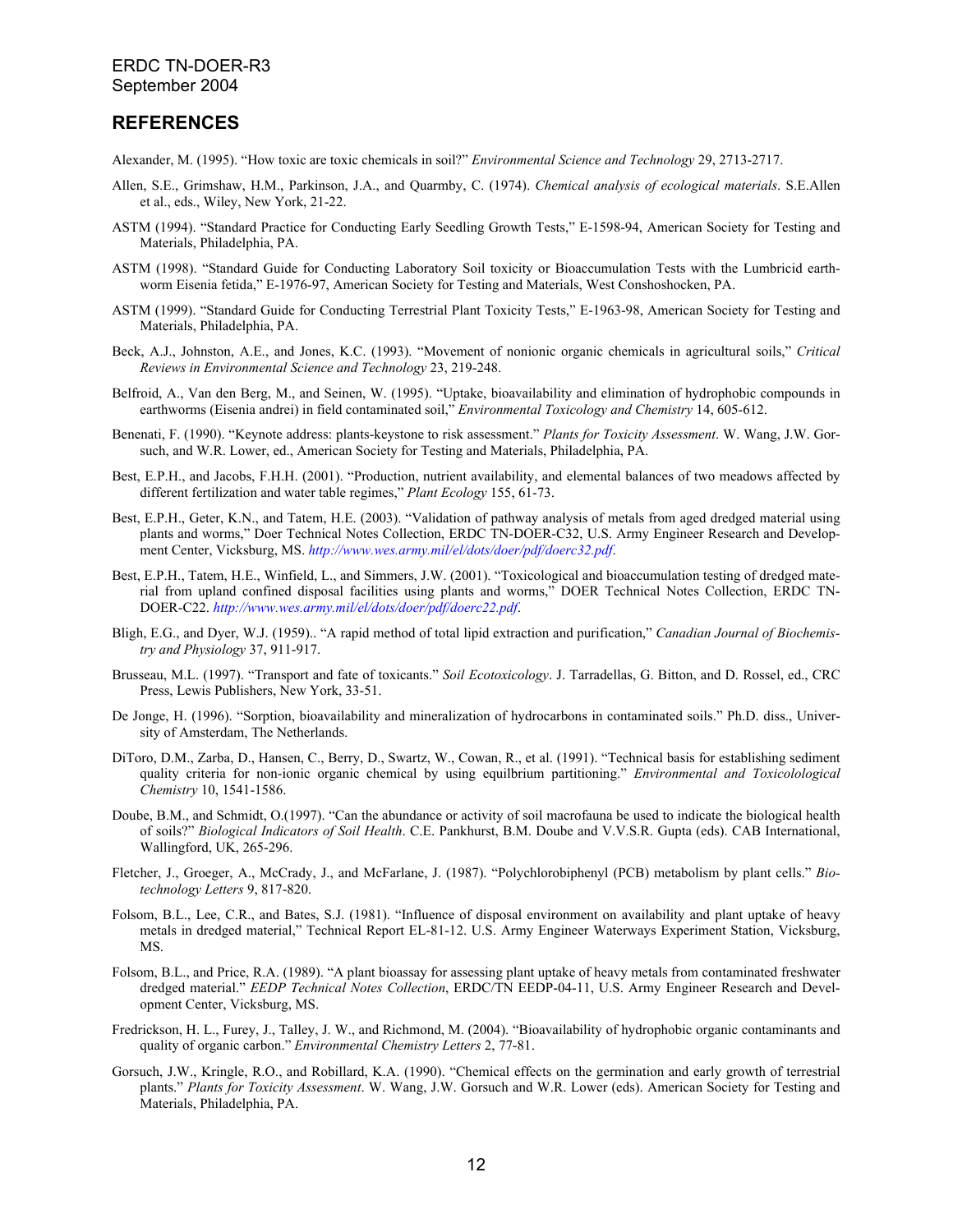## REFERENCES

Alexander, M. (1995). "How toxic are toxic chemicals in soil?" *Environmental Science and Technology* 29, 2713-2717.

Allen, S.E., Grimshaw, H.M., Parkinson, J.A., and Quarmby, C. (1974). *Chemical analysis of ecological materials*. S.E.Allen et al., eds., Wiley, New York, 21-22.

ASTM (1994). "Standard Practice for Conducting Early Seedling Growth Tests," E-1598-94, American Society for Testing and Materials, Philadelphia, PA.

ASTM (1998). "Standard Guide for Conducting Laboratory Soil toxicity or Bioaccumulation Tests with the Lumbricid earthworm Eisenia fetida," E-1976-97, American Society for Testing and Materials, West Conshoshocken, PA.

ASTM (1999). "Standard Guide for Conducting Terrestrial Plant Toxicity Tests," E-1963-98, American Society for Testing and Materials, Philadelphia, PA.

Beck, A.J., Johnston, A.E., and Jones, K.C. (1993). "Movement of nonionic organic chemicals in agricultural soils," *Critical Reviews in Environmental Science and Technology* 23, 219-248.

Belfroid, A., Van den Berg, M., and Seinen, W. (1995). "Uptake, bioavailability and elimination of hydrophobic compounds in earthworms (Eisenia andrei) in field contaminated soil," *Environmental Toxicology and Chemistry* 14, 605-612.

Benenati, F. (1990). "Keynote address: plants-keystone to risk assessment." *Plants for Toxicity Assessment*. W. Wang, J.W. Gorsuch, and W.R. Lower, ed., American Society for Testing and Materials, Philadelphia, PA.

Best, E.P.H., and Jacobs, F.H.H. (2001). "Production, nutrient availability, and elemental balances of two meadows affected by different fertilization and water table regimes," *Plant Ecology* 155, 61-73.

Best, E.P.H., Geter, K.N., and Tatem, H.E. (2003). "Validation of pathway analysis of metals from aged dredged material using plants and worms," Doer Technical Notes Collection, ERDC TN-DOER-C32, U.S. Army Engineer Research and Development Center, Vicksburg, MS. *http://www.wes.army.mil/el/dots/doer/pdf/doerc32.pdf*.

Best, E.P.H., Tatem, H.E., Winfield, L., and Simmers, J.W. (2001). "Toxicological and bioaccumulation testing of dredged material from upland confined disposal facilities using plants and worms," DOER Technical Notes Collection, ERDC TN-DOER-C22. *http://www.wes.army.mil/el/dots/doer/pdf/doerc22.pdf*.

Bligh, E.G., and Dyer, W.J. (1959).. "A rapid method of total lipid extraction and purification," *Canadian Journal of Biochemistry and Physiology* 37, 911-917.

Brusseau, M.L. (1997). "Transport and fate of toxicants." *Soil Ecotoxicology*. J. Tarradellas, G. Bitton, and D. Rossel, ed., CRC Press, Lewis Publishers, New York, 33-51.

De Jonge, H. (1996). "Sorption, bioavailability and mineralization of hydrocarbons in contaminated soils." Ph.D. diss., University of Amsterdam, The Netherlands.

DiToro, D.M., Zarba, D., Hansen, C., Berry, D., Swartz, W., Cowan, R., et al. (1991). "Technical basis for establishing sediment quality criteria for non-ionic organic chemical by using equilbrium partitioning." *Environmental and Toxicolological Chemistry* 10, 1541-1586.

Doube, B.M., and Schmidt, O.(1997). "Can the abundance or activity of soil macrofauna be used to indicate the biological health of soils?" *Biological Indicators of Soil Health*. C.E. Pankhurst, B.M. Doube and V.V.S.R. Gupta (eds). CAB International, Wallingford, UK, 265-296.

Fletcher, J., Groeger, A., McCrady, J., and McFarlane, J. (1987). "Polychlorobiphenyl (PCB) metabolism by plant cells." *Biotechnology Letters* 9, 817-820.

Folsom, B.L., Lee, C.R., and Bates, S.J. (1981). "Influence of disposal environment on availability and plant uptake of heavy metals in dredged material," Technical Report EL-81-12. U.S. Army Engineer Waterways Experiment Station, Vicksburg, MS.

Folsom, B.L., and Price, R.A. (1989). "A plant bioassay for assessing plant uptake of heavy metals from contaminated freshwater dredged material." *EEDP Technical Notes Collection*, ERDC/TN EEDP-04-11, U.S. Army Engineer Research and Development Center, Vicksburg, MS.

Fredrickson, H. L., Furey, J., Talley, J. W., and Richmond, M. (2004). "Bioavailability of hydrophobic organic contaminants and quality of organic carbon." *Environmental Chemistry Letters* 2, 77-81.

Gorsuch, J.W., Kringle, R.O., and Robillard, K.A. (1990). "Chemical effects on the germination and early growth of terrestrial plants." *Plants for Toxicity Assessment*. W. Wang, J.W. Gorsuch and W.R. Lower (eds). American Society for Testing and Materials, Philadelphia, PA.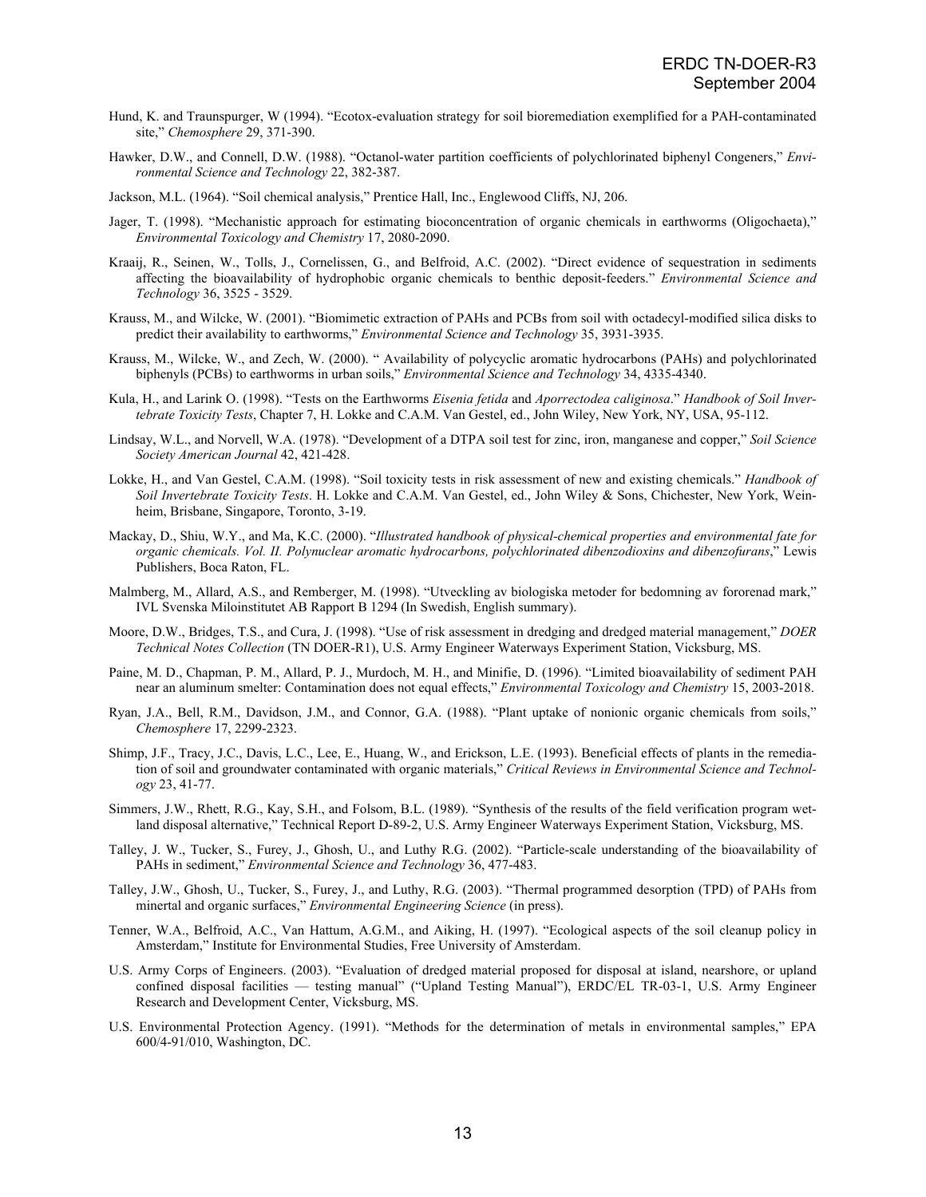Hund, K. and Traunspurger, W (1994). "Ecotox-evaluation strategy for soil bioremediation exemplified for a PAH-contaminated site," *Chemosphere* 29, 371-390.

Hawker, D.W., and Connell, D.W. (1988). "Octanol-water partition coefficients of polychlorinated biphenyl Congeners," *Environmental Science and Technology* 22, 382-387.

Jackson, M.L. (1964). "Soil chemical analysis," Prentice Hall, Inc., Englewood Cliffs, NJ, 206.

Jager, T. (1998). "Mechanistic approach for estimating bioconcentration of organic chemicals in earthworms (Oligochaeta)," *Environmental Toxicology and Chemistry* 17, 2080-2090.

Kraaij, R., Seinen, W., Tolls, J., Cornelissen, G., and Belfroid, A.C. (2002). "Direct evidence of sequestration in sediments affecting the bioavailability of hydrophobic organic chemicals to benthic deposit-feeders." *Environmental Science and Technology* 36, 3525 - 3529.

Krauss, M., and Wilcke, W. (2001). "Biomimetic extraction of PAHs and PCBs from soil with octadecyl-modified silica disks to predict their availability to earthworms," *Environmental Science and Technology* 35, 3931-3935.

Krauss, M., Wilcke, W., and Zech, W. (2000). " Availability of polycyclic aromatic hydrocarbons (PAHs) and polychlorinated biphenyls (PCBs) to earthworms in urban soils," *Environmental Science and Technology* 34, 4335-4340.

Kula, H., and Larink O. (1998). "Tests on the Earthworms *Eisenia fetida* and *Aporrectodea caliginosa*." *Handbook of Soil Invertebrate Toxicity Tests*, Chapter 7, H. Lokke and C.A.M. Van Gestel, ed., John Wiley, New York, NY, USA, 95-112.

Lindsay, W.L., and Norvell, W.A. (1978). "Development of a DTPA soil test for zinc, iron, manganese and copper," *Soil Science Society American Journal* 42, 421-428.

Lokke, H., and Van Gestel, C.A.M. (1998). "Soil toxicity tests in risk assessment of new and existing chemicals." *Handbook of Soil Invertebrate Toxicity Tests*. H. Lokke and C.A.M. Van Gestel, ed., John Wiley & Sons, Chichester, New York, Weinheim, Brisbane, Singapore, Toronto, 3-19.

Mackay, D., Shiu, W.Y., and Ma, K.C. (2000). "*Illustrated handbook of physical-chemical properties and environmental fate for organic chemicals. Vol. II. Polynuclear aromatic hydrocarbons, polychlorinated dibenzodioxins and dibenzofurans*," Lewis Publishers, Boca Raton, FL.

Malmberg, M., Allard, A.S., and Remberger, M. (1998). "Utveckling av biologiska metoder for bedomning av fororenad mark," IVL Svenska Miloinstitutet AB Rapport B 1294 (In Swedish, English summary).

Moore, D.W., Bridges, T.S., and Cura, J. (1998). "Use of risk assessment in dredging and dredged material management," *DOER Technical Notes Collection* (TN DOER-R1), U.S. Army Engineer Waterways Experiment Station, Vicksburg, MS.

Paine, M. D., Chapman, P. M., Allard, P. J., Murdoch, M. H., and Minifie, D. (1996). "Limited bioavailability of sediment PAH near an aluminum smelter: Contamination does not equal effects," *Environmental Toxicology and Chemistry* 15, 2003-2018.

Ryan, J.A., Bell, R.M., Davidson, J.M., and Connor, G.A. (1988). "Plant uptake of nonionic organic chemicals from soils," *Chemosphere* 17, 2299-2323.

Shimp, J.F., Tracy, J.C., Davis, L.C., Lee, E., Huang, W., and Erickson, L.E. (1993). Beneficial effects of plants in the remediation of soil and groundwater contaminated with organic materials," *Critical Reviews in Environmental Science and Technology* 23, 41-77.

Simmers, J.W., Rhett, R.G., Kay, S.H., and Folsom, B.L. (1989). "Synthesis of the results of the field verification program wetland disposal alternative," Technical Report D-89-2, U.S. Army Engineer Waterways Experiment Station, Vicksburg, MS.

Talley, J. W., Tucker, S., Furey, J., Ghosh, U., and Luthy R.G. (2002). "Particle-scale understanding of the bioavailability of PAHs in sediment," *Environmental Science and Technology* 36, 477-483.

Talley, J.W., Ghosh, U., Tucker, S., Furey, J., and Luthy, R.G. (2003). "Thermal programmed desorption (TPD) of PAHs from minertal and organic surfaces," *Environmental Engineering Science* (in press).

Tenner, W.A., Belfroid, A.C., Van Hattum, A.G.M., and Aiking, H. (1997). "Ecological aspects of the soil cleanup policy in Amsterdam," Institute for Environmental Studies, Free University of Amsterdam.

U.S. Army Corps of Engineers. (2003). "Evaluation of dredged material proposed for disposal at island, nearshore, or upland confined disposal facilities — testing manual" ("Upland Testing Manual"), ERDC/EL TR-03-1, U.S. Army Engineer Research and Development Center, Vicksburg, MS.

U.S. Environmental Protection Agency. (1991). "Methods for the determination of metals in environmental samples," EPA 600/4-91/010, Washington, DC.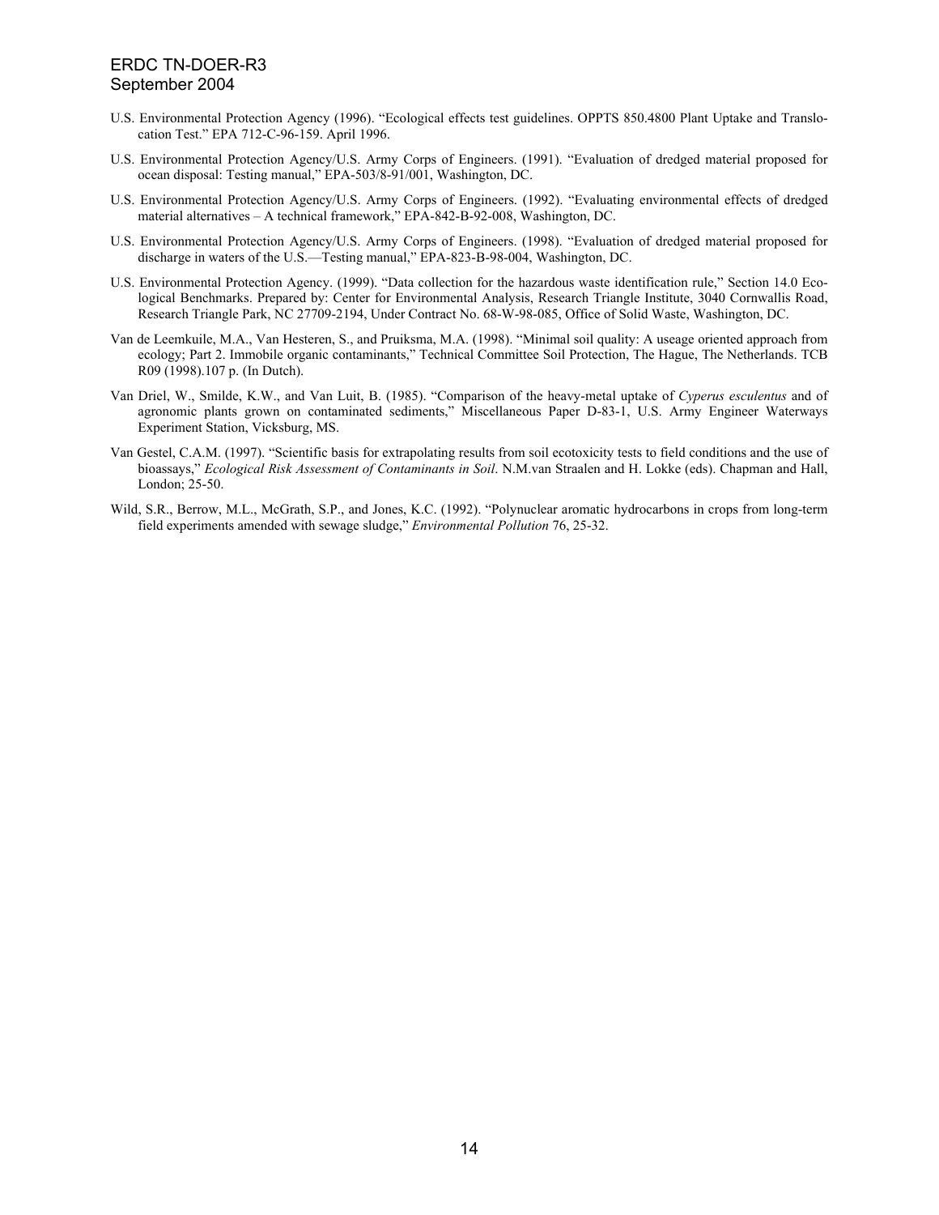U.S. Environmental Protection Agency (1996). "Ecological effects test guidelines. OPPTS 850.4800 Plant Uptake and Translocation Test." EPA 712-C-96-159. April 1996.

U.S. Environmental Protection Agency/U.S. Army Corps of Engineers. (1991). "Evaluation of dredged material proposed for ocean disposal: Testing manual," EPA-503/8-91/001, Washington, DC.

U.S. Environmental Protection Agency/U.S. Army Corps of Engineers. (1992). "Evaluating environmental effects of dredged material alternatives – A technical framework," EPA-842-B-92-008, Washington, DC.

U.S. Environmental Protection Agency/U.S. Army Corps of Engineers. (1998). "Evaluation of dredged material proposed for discharge in waters of the U.S.—Testing manual," EPA-823-B-98-004, Washington, DC.

U.S. Environmental Protection Agency. (1999). "Data collection for the hazardous waste identification rule," Section 14.0 Ecological Benchmarks. Prepared by: Center for Environmental Analysis, Research Triangle Institute, 3040 Cornwallis Road, Research Triangle Park, NC 27709-2194, Under Contract No. 68-W-98-085, Office of Solid Waste, Washington, DC.

Van de Leemkuile, M.A., Van Hesteren, S., and Pruiksma, M.A. (1998). "Minimal soil quality: A useage oriented approach from ecology; Part 2. Immobile organic contaminants," Technical Committee Soil Protection, The Hague, The Netherlands. TCB R09 (1998).107 p. (In Dutch).

Van Driel, W., Smilde, K.W., and Van Luit, B. (1985). "Comparison of the heavy-metal uptake of *Cyperus esculentus* and of agronomic plants grown on contaminated sediments," Miscellaneous Paper D-83-1, U.S. Army Engineer Waterways Experiment Station, Vicksburg, MS.

Van Gestel, C.A.M. (1997). "Scientific basis for extrapolating results from soil ecotoxicity tests to field conditions and the use of bioassays," *Ecological Risk Assessment of Contaminants in Soil*. N.M.van Straalen and H. Lokke (eds). Chapman and Hall, London; 25-50.

Wild, S.R., Berrow, M.L., McGrath, S.P., and Jones, K.C. (1992). "Polynuclear aromatic hydrocarbons in crops from long-term field experiments amended with sewage sludge," *Environmental Pollution* 76, 25-32.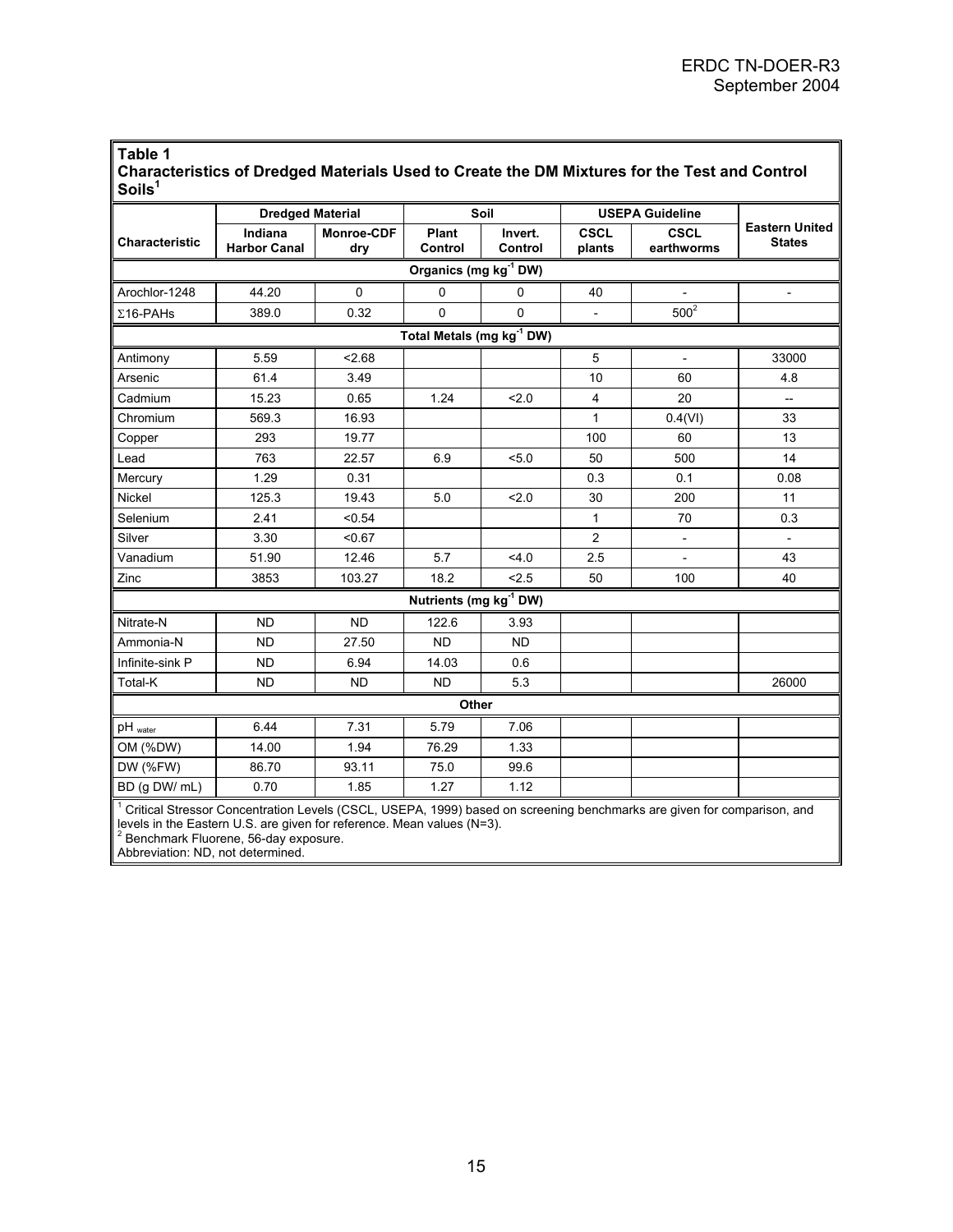**Table 1**
**Characteristics of Dredged Materials Used to Create the DM Mixtures for the Test and Control Soils[1]**

| | Dredged Material | | Soil | | USEPA Guideline | | |
|---|---|---|---|---|---|---|---|
| Characteristic | Indiana Harbor Canal | Monroe-CDF dry | Plant Control | Invert. Control | CSCL plants | CSCL earthworms | Eastern United States |
| **Organics (mg kg$^{-1}$ DW)** | | | | | | | |
| Arochlor-1248 | 44.20 | 0 | 0 | 0 | 40 | - | - |
| Σ16-PAHs | 389.0 | 0.32 | 0 | 0 | - | 500[2] | |
| **Total Metals (mg kg$^{-1}$ DW)** | | | | | | | |
| Antimony | 5.59 | <2.68 | | | 5 | - | 33000 |
| Arsenic | 61.4 | 3.49 | | | 10 | 60 | 4.8 |
| Cadmium | 15.23 | 0.65 | 1.24 | <2.0 | 4 | 20 | -- |
| Chromium | 569.3 | 16.93 | | | 1 | 0.4(VI) | 33 |
| Copper | 293 | 19.77 | | | 100 | 60 | 13 |
| Lead | 763 | 22.57 | 6.9 | <5.0 | 50 | 500 | 14 |
| Mercury | 1.29 | 0.31 | | | 0.3 | 0.1 | 0.08 |
| Nickel | 125.3 | 19.43 | 5.0 | <2.0 | 30 | 200 | 11 |
| Selenium | 2.41 | <0.54 | | | 1 | 70 | 0.3 |
| Silver | 3.30 | <0.67 | | | 2 | - | - |
| Vanadium | 51.90 | 12.46 | 5.7 | <4.0 | 2.5 | - | 43 |
| Zinc | 3853 | 103.27 | 18.2 | <2.5 | 50 | 100 | 40 |
| **Nutrients (mg kg$^{-1}$ DW)** | | | | | | | |
| Nitrate-N | ND | ND | 122.6 | 3.93 | | | |
| Ammonia-N | ND | 27.50 | ND | ND | | | |
| Infinite-sink P | ND | 6.94 | 14.03 | 0.6 | | | |
| Total-K | ND | ND | ND | 5.3 | | | 26000 |
| **Other** | | | | | | | |
| $pH_{water}$ | 6.44 | 7.31 | 5.79 | 7.06 | | | |
| OM (%DW) | 14.00 | 1.94 | 76.29 | 1.33 | | | |
| DW (%FW) | 86.70 | 93.11 | 75.0 | 99.6 | | | |
| BD (g DW/ mL) | 0.70 | 1.85 | 1.27 | 1.12 | | | |

[1] Critical Stressor Concentration Levels (CSCL, USEPA, 1999) based on screening benchmarks are given for comparison, and levels in the Eastern U.S. are given for reference. Mean values (N=3).
[2] Benchmark Fluorene, 56-day exposure.
Abbreviation: ND, not determined.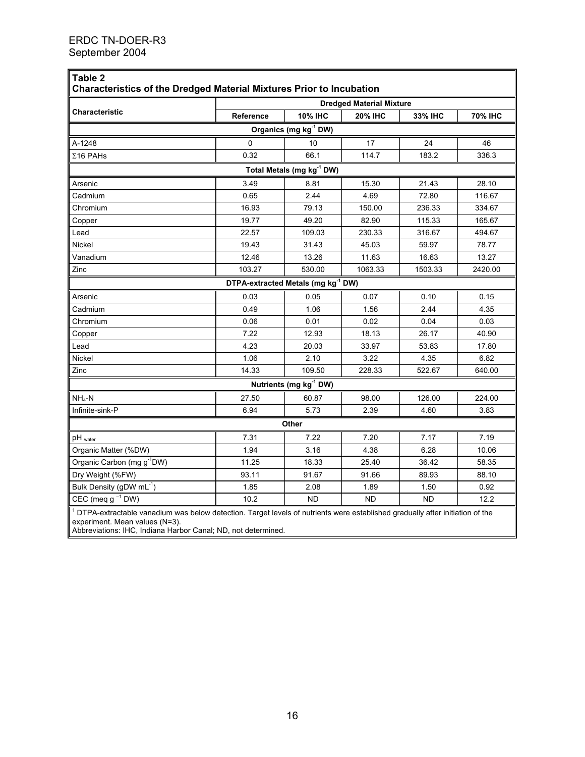**Table 2**
**Characteristics of the Dredged Material Mixtures Prior to Incubation**

| Characteristic | Dredged Material Mixture | | | | |
|---|---|---|---|---|---|
| | **Reference** | **10% IHC** | **20% IHC** | **33% IHC** | **70% IHC** |
| **Organics (mg kg$^{-1}$ DW)** | | | | | |
| A-1248 | 0 | 10 | 17 | 24 | 46 |
| Σ16 PAHs | 0.32 | 66.1 | 114.7 | 183.2 | 336.3 |
| **Total Metals (mg kg$^{-1}$ DW)** | | | | | |
| Arsenic | 3.49 | 8.81 | 15.30 | 21.43 | 28.10 |
| Cadmium | 0.65 | 2.44 | 4.69 | 72.80 | 116.67 |
| Chromium | 16.93 | 79.13 | 150.00 | 236.33 | 334.67 |
| Copper | 19.77 | 49.20 | 82.90 | 115.33 | 165.67 |
| Lead | 22.57 | 109.03 | 230.33 | 316.67 | 494.67 |
| Nickel | 19.43 | 31.43 | 45.03 | 59.97 | 78.77 |
| Vanadium | 12.46 | 13.26 | 11.63 | 16.63 | 13.27 |
| Zinc | 103.27 | 530.00 | 1063.33 | 1503.33 | 2420.00 |
| **DTPA-extracted Metals (mg kg$^{-1}$ DW)** | | | | | |
| Arsenic | 0.03 | 0.05 | 0.07 | 0.10 | 0.15 |
| Cadmium | 0.49 | 1.06 | 1.56 | 2.44 | 4.35 |
| Chromium | 0.06 | 0.01 | 0.02 | 0.04 | 0.03 |
| Copper | 7.22 | 12.93 | 18.13 | 26.17 | 40.90 |
| Lead | 4.23 | 20.03 | 33.97 | 53.83 | 17.80 |
| Nickel | 1.06 | 2.10 | 3.22 | 4.35 | 6.82 |
| Zinc | 14.33 | 109.50 | 228.33 | 522.67 | 640.00 |
| **Nutrients (mg kg$^{-1}$ DW)** | | | | | |
| $NH_4$-N | 27.50 | 60.87 | 98.00 | 126.00 | 224.00 |
| Infinite-sink-P | 6.94 | 5.73 | 2.39 | 4.60 | 3.83 |
| **Other** | | | | | |
| pH $_{water}$ | 7.31 | 7.22 | 7.20 | 7.17 | 7.19 |
| Organic Matter (%DW) | 1.94 | 3.16 | 4.38 | 6.28 | 10.06 |
| Organic Carbon (mg g$^{-1}$DW) | 11.25 | 18.33 | 25.40 | 36.42 | 58.35 |
| Dry Weight (%FW) | 93.11 | 91.67 | 91.66 | 89.93 | 88.10 |
| Bulk Density (gDW mL$^{-1}$) | 1.85 | 2.08 | 1.89 | 1.50 | 0.92 |
| CEC (meq g $^{-1}$ DW) | 10.2 | ND | ND | ND | 12.2 |

[1] DTPA-extractable vanadium was below detection. Target levels of nutrients were established gradually after initiation of the experiment. Mean values (N=3).
Abbreviations: IHC, Indiana Harbor Canal; ND, not determined.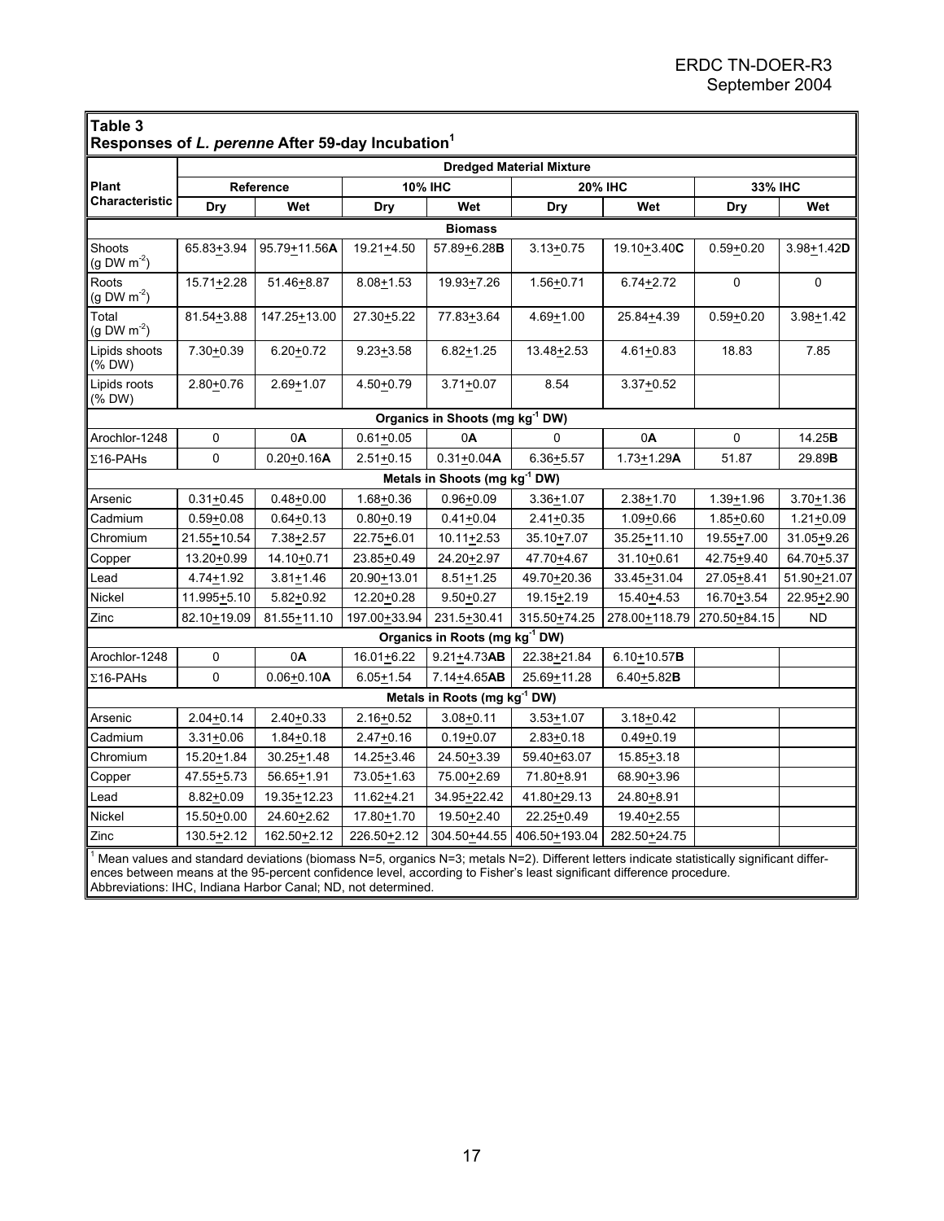**Table 3**
**Responses of *L. perenne* After 59-day Incubation[1]**

| Plant Characteristic | Dredged Material Mixture | | | | | | | |
|---|---|---|---|---|---|---|---|---|
| | Reference | | 10% IHC | | 20% IHC | | 33% IHC | |
| | Dry | Wet | Dry | Wet | Dry | Wet | Dry | Wet |
| **Biomass** | | | | | | | | |
| Shoots (g DW $m^{-2}$) | 65.83±3.94 | 95.79±11.56**A** | 19.21±4.50 | 57.89±6.28**B** | 3.13±0.75 | 19.10±3.40**C** | 0.59±0.20 | 3.98±1.42**D** |
| Roots (g DW $m^{-2}$) | 15.71±2.28 | 51.46±8.87 | 8.08±1.53 | 19.93±7.26 | 1.56±0.71 | 6.74±2.72 | 0 | 0 |
| Total (g DW $m^{-2}$) | 81.54±3.88 | 147.25±13.00 | 27.30±5.22 | 77.83±3.64 | 4.69±1.00 | 25.84±4.39 | 0.59±0.20 | 3.98±1.42 |
| Lipids shoots (% DW) | 7.30±0.39 | 6.20±0.72 | 9.23±3.58 | 6.82±1.25 | 13.48±2.53 | 4.61±0.83 | 18.83 | 7.85 |
| Lipids roots (% DW) | 2.80±0.76 | 2.69±1.07 | 4.50±0.79 | 3.71±0.07 | 8.54 | 3.37±0.52 | | |
| **Organics in Shoots (mg $kg^{-1}$ DW)** | | | | | | | | |
| Arochlor-1248 | 0 | 0**A** | 0.61±0.05 | 0**A** | 0 | 0**A** | 0 | 14.25**B** |
| Σ16-PAHs | 0 | 0.20±0.16**A** | 2.51±0.15 | 0.31±0.04**A** | 6.36±5.57 | 1.73±1.29**A** | 51.87 | 29.89**B** |
| **Metals in Shoots (mg $kg^{-1}$ DW)** | | | | | | | | |
| Arsenic | 0.31±0.45 | 0.48±0.00 | 1.68±0.36 | 0.96±0.09 | 3.36±1.07 | 2.38±1.70 | 1.39±1.96 | 3.70±1.36 |
| Cadmium | 0.59±0.08 | 0.64±0.13 | 0.80±0.19 | 0.41±0.04 | 2.41±0.35 | 1.09±0.66 | 1.85±0.60 | 1.21±0.09 |
| Chromium | 21.55±10.54 | 7.38±2.57 | 22.75±6.01 | 10.11±2.53 | 35.10±7.07 | 35.25±11.10 | 19.55±7.00 | 31.05±9.26 |
| Copper | 13.20±0.99 | 14.10±0.71 | 23.85±0.49 | 24.20±2.97 | 47.70±4.67 | 31.10±0.61 | 42.75±9.40 | 64.70±5.37 |
| Lead | 4.74±1.92 | 3.81±1.46 | 20.90±13.01 | 8.51±1.25 | 49.70±20.36 | 33.45±31.04 | 27.05±8.41 | 51.90±21.07 |
| Nickel | 11.995±5.10 | 5.82±0.92 | 12.20±0.28 | 9.50±0.27 | 19.15±2.19 | 15.40±4.53 | 16.70±3.54 | 22.95±2.90 |
| Zinc | 82.10±19.09 | 81.55±11.10 | 197.00±33.94 | 231.5±30.41 | 315.50±74.25 | 278.00±118.79 | 270.50±84.15 | ND |
| **Organics in Roots (mg $kg^{-1}$ DW)** | | | | | | | | |
| Arochlor-1248 | 0 | 0**A** | 16.01±6.22 | 9.21±4.73**AB** | 22.38±21.84 | 6.10±10.57**B** | | |
| Σ16-PAHs | 0 | 0.06±0.10**A** | 6.05±1.54 | 7.14±4.65**AB** | 25.69±11.28 | 6.40±5.82**B** | | |
| **Metals in Roots (mg $kg^{-1}$ DW)** | | | | | | | | |
| Arsenic | 2.04±0.14 | 2.40±0.33 | 2.16±0.52 | 3.08±0.11 | 3.53±1.07 | 3.18±0.42 | | |
| Cadmium | 3.31±0.06 | 1.84±0.18 | 2.47±0.16 | 0.19±0.07 | 2.83±0.18 | 0.49±0.19 | | |
| Chromium | 15.20±1.84 | 30.25±1.48 | 14.25±3.46 | 24.50±3.39 | 59.40±63.07 | 15.85±3.18 | | |
| Copper | 47.55±5.73 | 56.65±1.91 | 73.05±1.63 | 75.00±2.69 | 71.80±8.91 | 68.90±3.96 | | |
| Lead | 8.82±0.09 | 19.35±12.23 | 11.62±4.21 | 34.95±22.42 | 41.80±29.13 | 24.80±8.91 | | |
| Nickel | 15.50±0.00 | 24.60±2.62 | 17.80±1.70 | 19.50±2.40 | 22.25±0.49 | 19.40±2.55 | | |
| Zinc | 130.5±2.12 | 162.50±2.12 | 226.50±2.12 | 304.50±44.55 | 406.50±193.04 | 282.50±24.75 | | |

[1] Mean values and standard deviations (biomass N=5, organics N=3; metals N=2). Different letters indicate statistically significant differences between means at the 95-percent confidence level, according to Fisher's least significant difference procedure.
Abbreviations: IHC, Indiana Harbor Canal; ND, not determined.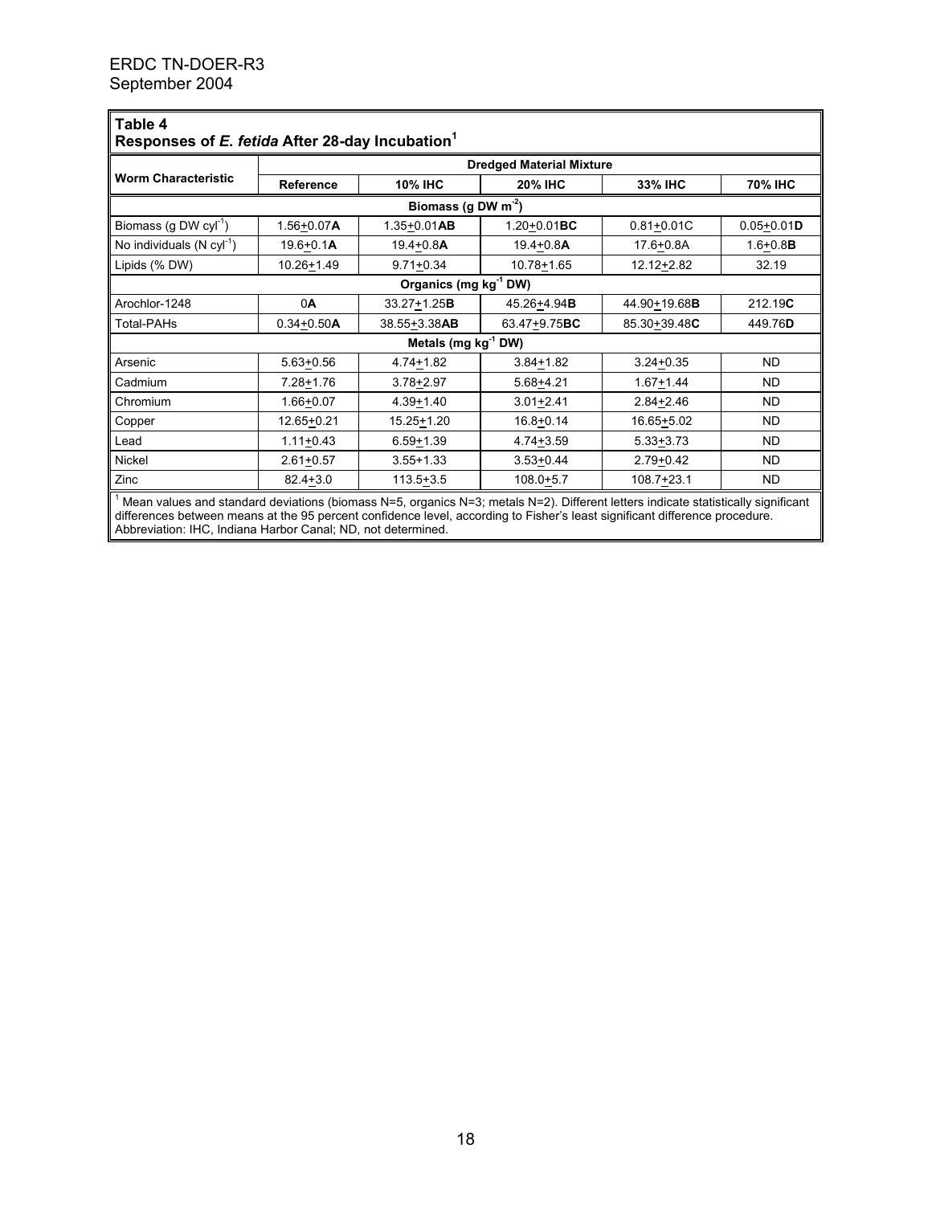**Table 4**
**Responses of *E. fetida* After 28-day Incubation[1]**

| Worm Characteristic | Dredged Material Mixture | | | | |
|---|---|---|---|---|---|
| | Reference | 10% IHC | 20% IHC | 33% IHC | 70% IHC |
| **Biomass (g DW $m^{-2}$)** | | | | | |
| Biomass (g DW $cyl^{-1}$) | 1.56±0.07**A** | 1.35±0.01**AB** | 1.20±0.01**BC** | 0.81±0.01C | 0.05±0.01**D** |
| No individuals (N $cyl^{-1}$) | 19.6±0.1**A** | 19.4±0.8**A** | 19.4±0.8**A** | 17.6±0.8A | 1.6±0.8**B** |
| Lipids (% DW) | 10.26±1.49 | 9.71±0.34 | 10.78±1.65 | 12.12±2.82 | 32.19 |
| **Organics (mg $kg^{-1}$ DW)** | | | | | |
| Arochlor-1248 | 0**A** | 33.27±1.25**B** | 45.26±4.94**B** | 44.90±19.68**B** | 212.19**C** |
| Total-PAHs | 0.34±0.50**A** | 38.55±3.38**AB** | 63.47±9.75**BC** | 85.30±39.48**C** | 449.76**D** |
| **Metals (mg $kg^{-1}$ DW)** | | | | | |
| Arsenic | 5.63±0.56 | 4.74±1.82 | 3.84±1.82 | 3.24±0.35 | ND |
| Cadmium | 7.28±1.76 | 3.78±2.97 | 5.68±4.21 | 1.67±1.44 | ND |
| Chromium | 1.66±0.07 | 4.39±1.40 | 3.01±2.41 | 2.84±2.46 | ND |
| Copper | 12.65±0.21 | 15.25±1.20 | 16.8±0.14 | 16.65±5.02 | ND |
| Lead | 1.11±0.43 | 6.59±1.39 | 4.74±3.59 | 5.33±3.73 | ND |
| Nickel | 2.61±0.57 | 3.55+1.33 | 3.53±0.44 | 2.79±0.42 | ND |
| Zinc | 82.4±3.0 | 113.5±3.5 | 108.0±5.7 | 108.7±23.1 | ND |

[1] Mean values and standard deviations (biomass N=5, organics N=3; metals N=2). Different letters indicate statistically significant differences between means at the 95 percent confidence level, according to Fisher's least significant difference procedure. Abbreviation: IHC, Indiana Harbor Canal; ND, not determined.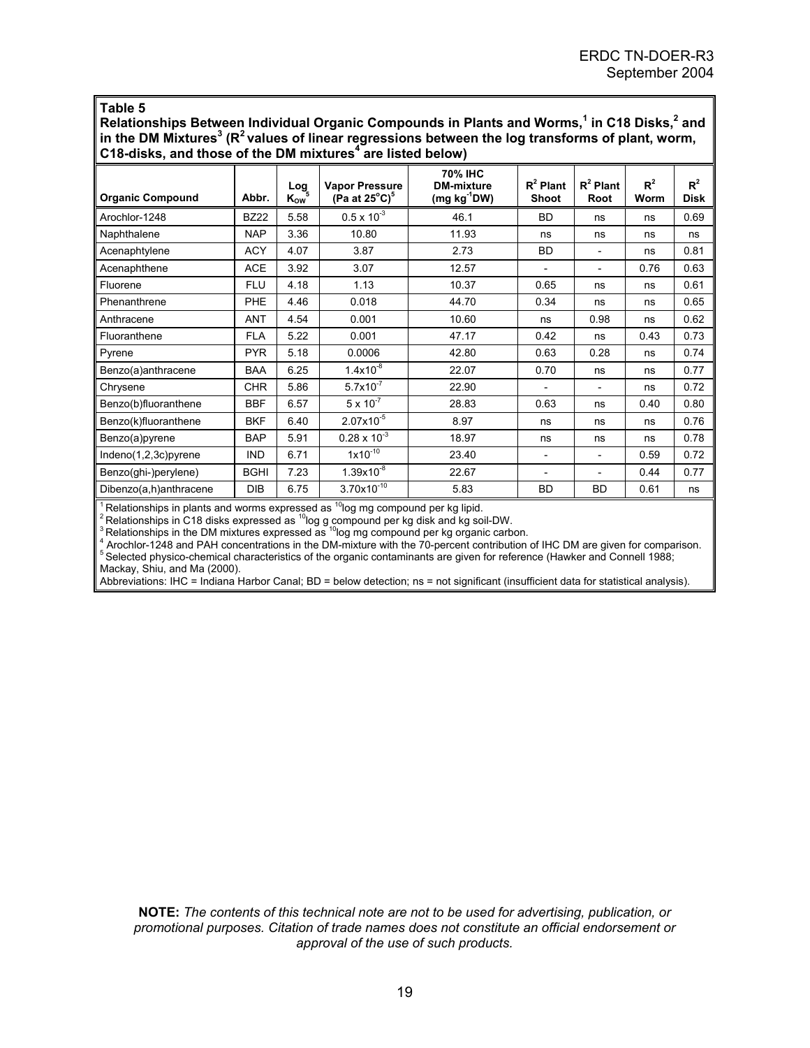**Table 5**
**Relationships Between Individual Organic Compounds in Plants and Worms,[1] in C18 Disks,[2] and in the DM Mixtures[3] ($R^2$ values of linear regressions between the log transforms of plant, worm, C18-disks, and those of the DM mixtures[4] are listed below)**

| Organic Compound | Abbr. | Log $K_{OW}$[5] | Vapor Pressure (Pa at 25°C)[5] | 70% IHC DM-mixture (mg $kg^{-1}$DW) | $R^2$ Plant Shoot | $R^2$ Plant Root | $R^2$ Worm | $R^2$ Disk |
|---|---|---|---|---|---|---|---|---|
| Arochlor-1248 | BZ22 | 5.58 | $0.5 \times 10^{-3}$ | 46.1 | BD | ns | ns | 0.69 |
| Naphthalene | NAP | 3.36 | 10.80 | 11.93 | ns | ns | ns | ns |
| Acenaphtylene | ACY | 4.07 | 3.87 | 2.73 | BD | - | ns | 0.81 |
| Acenaphthene | ACE | 3.92 | 3.07 | 12.57 | - | - | 0.76 | 0.63 |
| Fluorene | FLU | 4.18 | 1.13 | 10.37 | 0.65 | ns | ns | 0.61 |
| Phenanthrene | PHE | 4.46 | 0.018 | 44.70 | 0.34 | ns | ns | 0.65 |
| Anthracene | ANT | 4.54 | 0.001 | 10.60 | ns | 0.98 | ns | 0.62 |
| Fluoranthene | FLA | 5.22 | 0.001 | 47.17 | 0.42 | ns | 0.43 | 0.73 |
| Pyrene | PYR | 5.18 | 0.0006 | 42.80 | 0.63 | 0.28 | ns | 0.74 |
| Benzo(a)anthracene | BAA | 6.25 | $1.4 \times 10^{-8}$ | 22.07 | 0.70 | ns | ns | 0.77 |
| Chrysene | CHR | 5.86 | $5.7 \times 10^{-7}$ | 22.90 | - | - | ns | 0.72 |
| Benzo(b)fluoranthene | BBF | 6.57 | $5 \times 10^{-7}$ | 28.83 | 0.63 | ns | 0.40 | 0.80 |
| Benzo(k)fluoranthene | BKF | 6.40 | $2.07 \times 10^{-5}$ | 8.97 | ns | ns | ns | 0.76 |
| Benzo(a)pyrene | BAP | 5.91 | $0.28 \times 10^{-3}$ | 18.97 | ns | ns | ns | 0.78 |
| Indeno(1,2,3c)pyrene | IND | 6.71 | $1 \times 10^{-10}$ | 23.40 | - | - | 0.59 | 0.72 |
| Benzo(ghi-)perylene) | BGHI | 7.23 | $1.39 \times 10^{-8}$ | 22.67 | - | - | 0.44 | 0.77 |
| Dibenzo(a,h)anthracene | DIB | 6.75 | $3.70 \times 10^{-10}$ | 5.83 | BD | BD | 0.61 | ns |

[1] Relationships in plants and worms expressed as $^{10}$log mg compound per kg lipid.
[2] Relationships in C18 disks expressed as $^{10}$log g compound per kg disk and kg soil-DW.
[3] Relationships in the DM mixtures expressed as $^{10}$log mg compound per kg organic carbon.
[4] Arochlor-1248 and PAH concentrations in the DM-mixture with the 70-percent contribution of IHC DM are given for comparison.
[5] Selected physico-chemical characteristics of the organic contaminants are given for reference (Hawker and Connell 1988; Mackay, Shiu, and Ma (2000).
Abbreviations: IHC = Indiana Harbor Canal; BD = below detection; ns = not significant (insufficient data for statistical analysis).

**NOTE:** *The contents of this technical note are not to be used for advertising, publication, or promotional purposes. Citation of trade names does not constitute an official endorsement or approval of the use of such products.*